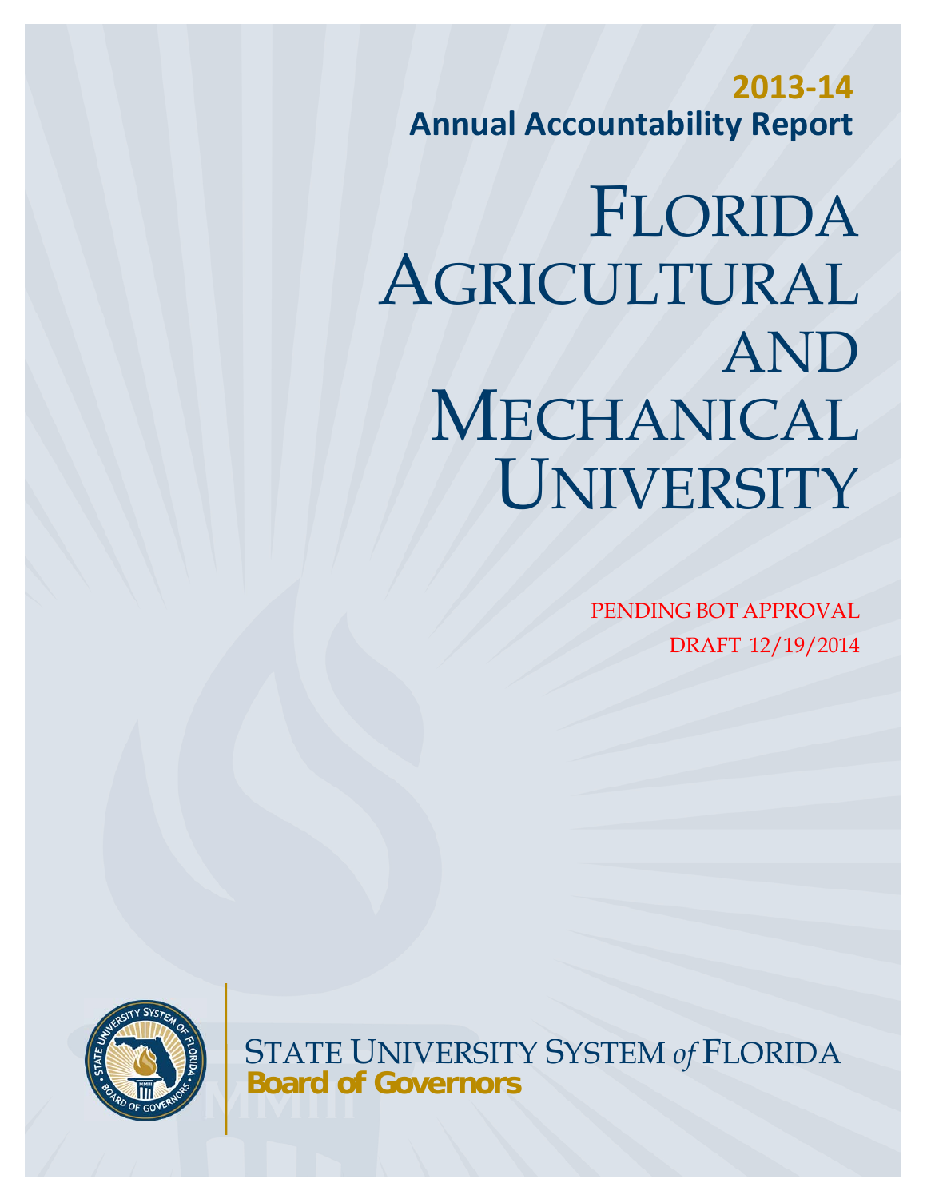**2013-14**

**Annual Accountability Report**

# FLORIDA AGRICULTURAL AND MECHANICAL UNIVERSITY

PENDING BOT APPROVAL

DRAFT 12/19/2014

STATE UNIVERSITY SYSTEM *of* FLORIDA

**Board of Governors**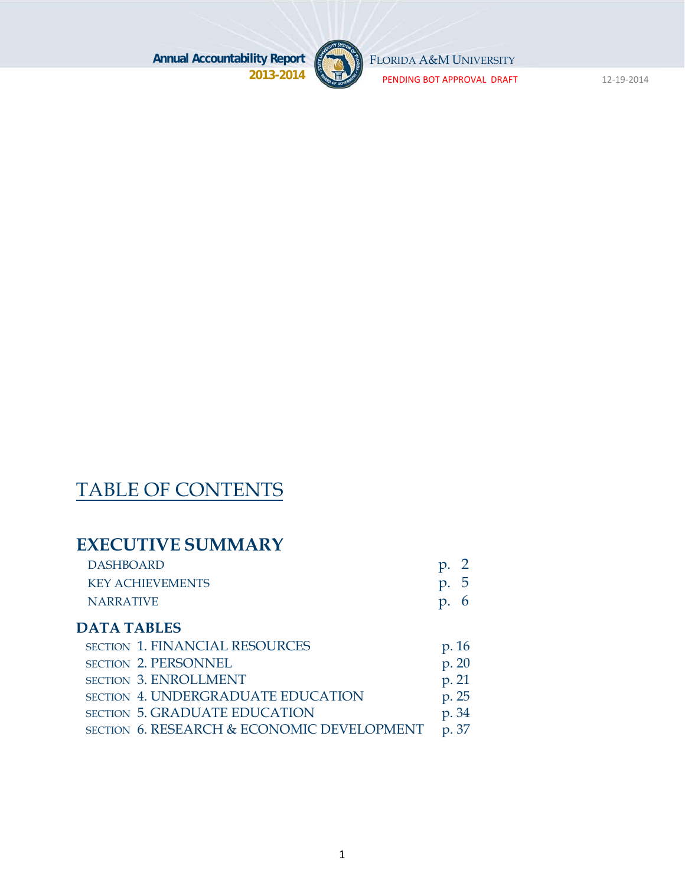# TABLE OF CONTENTS

## EXECUTIVE SUMMARY

| | |
|---|---|
| DASHBOARD | p. 2 |
| KEY ACHIEVEMENTS | p. 5 |
| NARRATIVE | p. 6 |

## DATA TABLES

| | |
|---|---|
| SECTION 1. FINANCIAL RESOURCES | p. 16 |
| SECTION 2. PERSONNEL | p. 20 |
| SECTION 3. ENROLLMENT | p. 21 |
| SECTION 4. UNDERGRADUATE EDUCATION | p. 25 |
| SECTION 5. GRADUATE EDUCATION | p. 34 |
| SECTION 6. RESEARCH & ECONOMIC DEVELOPMENT | p. 37 |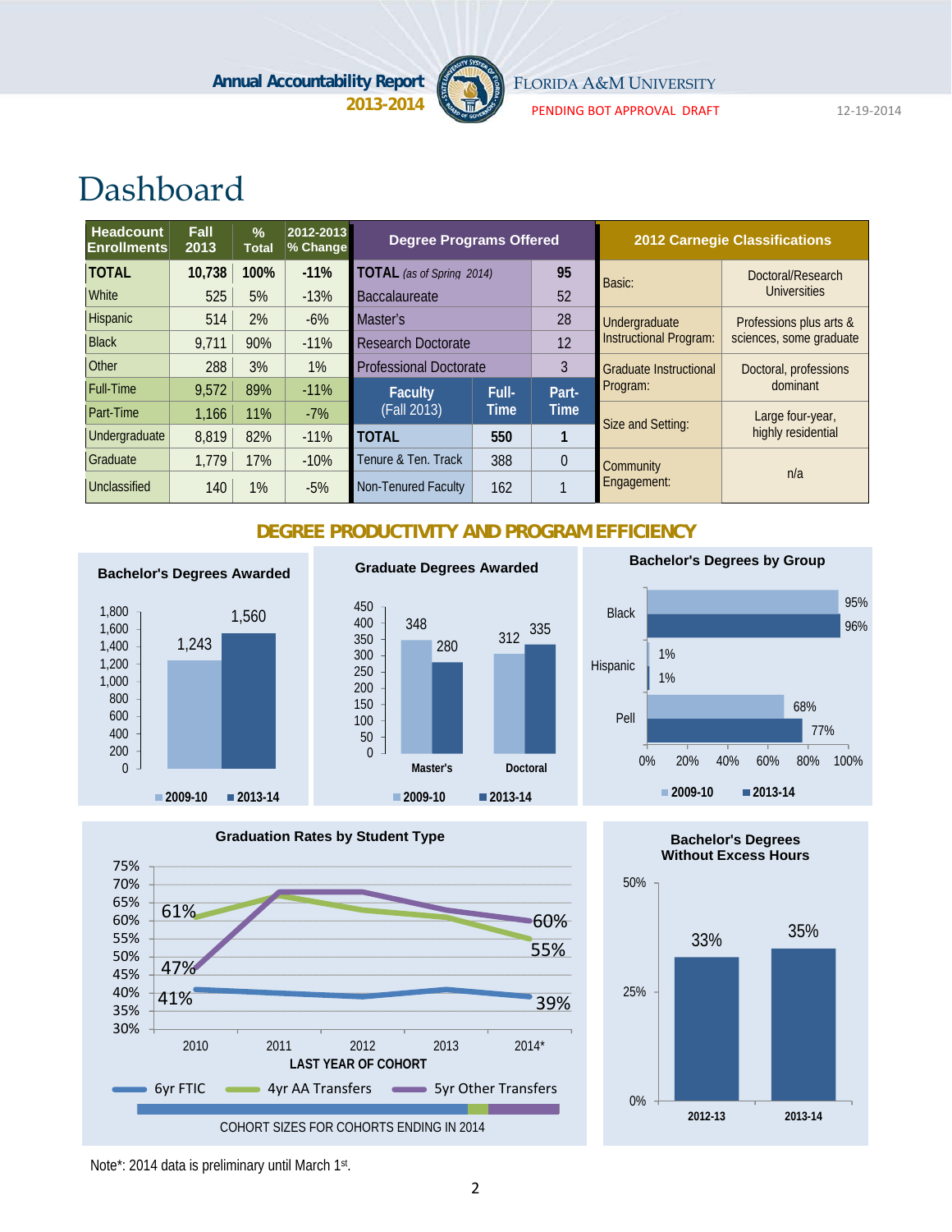# Dashboard

| Headcount Enrollments | Fall 2013 | % Total | 2012-2013 % Change |
|---|---|---|---|
| **TOTAL** | **10,738** | **100%** | **-11%** |
| White | 525 | 5% | -13% |
| Hispanic | 514 | 2% | -6% |
| Black | 9,711 | 90% | -11% |
| Other | 288 | 3% | 1% |
| Full-Time | 9,572 | 89% | -11% |
| Part-Time | 1,166 | 11% | -7% |
| Undergraduate | 8,819 | 82% | -11% |
| Graduate | 1,779 | 17% | -10% |
| Unclassified | 140 | 1% | -5% |

| Degree Programs Offered | |
|---|---|
| **TOTAL** *(as of Spring 2014)* | **95** |
| Baccalaureate | 52 |
| Master's | 28 |
| Research Doctorate | 12 |
| Professional Doctorate | 3 |

| Faculty (Fall 2013) | Full-Time | Part-Time |
|---|---|---|
| **TOTAL** | **550** | **1** |
| Tenure & Ten. Track | 388 | 0 |
| Non-Tenured Faculty | 162 | 1 |

| 2012 Carnegie Classifications | |
|---|---|
| Basic: | Doctoral/Research Universities |
| Undergraduate Instructional Program: | Professions plus arts & sciences, some graduate |
| Graduate Instructional Program: | Doctoral, professions dominant |
| Size and Setting: | Large four-year, highly residential |
| Community Engagement: | n/a |

## DEGREE PRODUCTIVITY AND PROGRAM EFFICIENCY

**Bachelor's Degrees Awarded**

| | 2009-10 | 2013-14 |
|---|---|---|
| Bachelor's | 1,243 | 1,560 |

**Graduate Degrees Awarded**

| | 2009-10 | 2013-14 |
|---|---|---|
| Master's | 348 | 280 |
| Doctoral | 312 | 335 |

**Bachelor's Degrees by Group**

| | 2009-10 | 2013-14 |
|---|---|---|
| Black | 95% | 96% |
| Hispanic | 1% | 1% |
| Pell | 68% | 77% |

**Graduation Rates by Student Type**

| Last Year of Cohort | 6yr FTIC | 4yr AA Transfers | 5yr Other Transfers |
|---|---|---|---|
| 2010 | 41% | 61% | 47% |
| 2014* | 39% | 55% | 60% |

COHORT SIZES FOR COHORTS ENDING IN 2014

**Bachelor's Degrees Without Excess Hours**

| 2012-13 | 2013-14 |
|---|---|
| 33% | 35% |

Note*: 2014 data is preliminary until March 1st.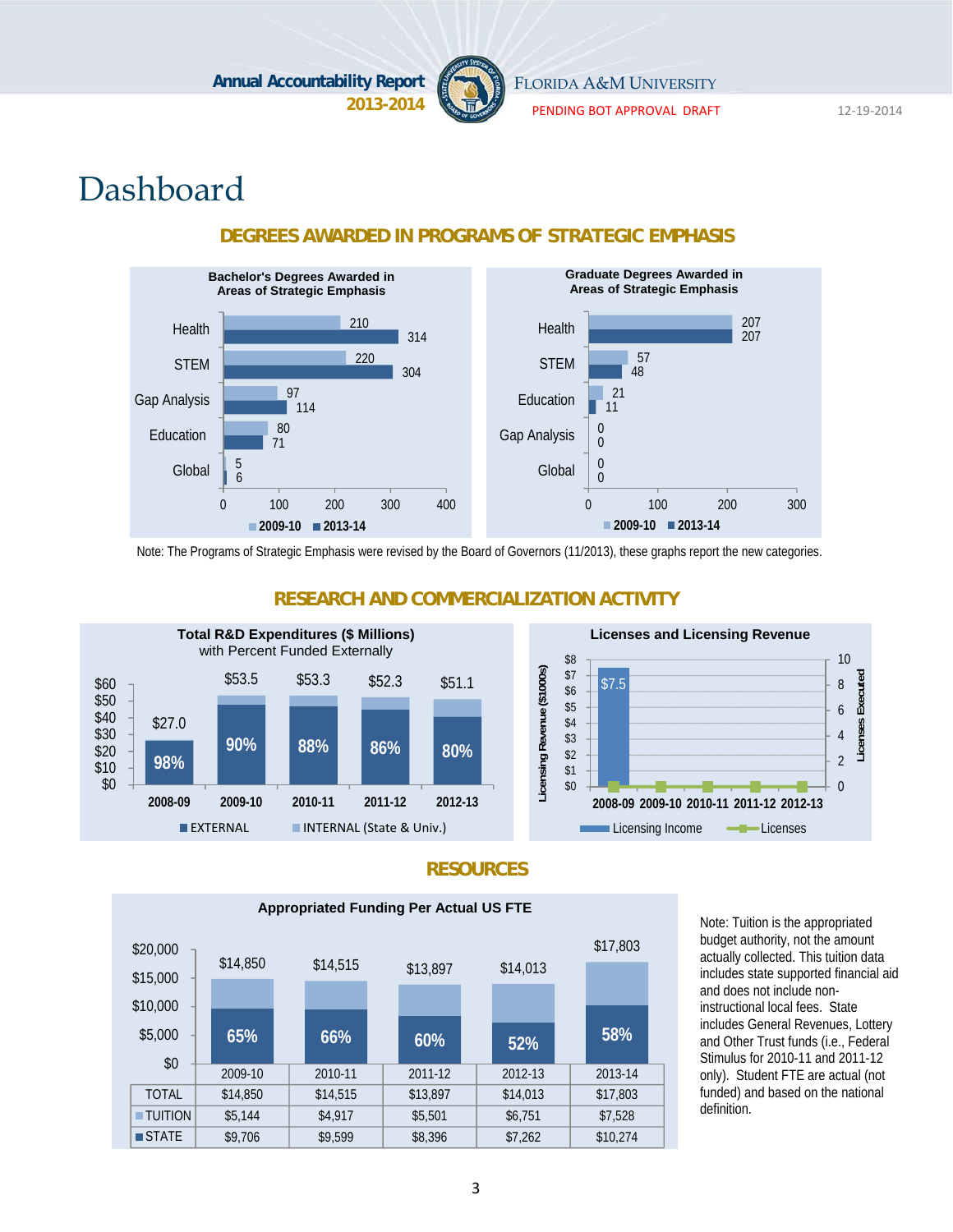# Dashboard

## DEGREES AWARDED IN PROGRAMS OF STRATEGIC EMPHASIS

**Bachelor's Degrees Awarded in Areas of Strategic Emphasis**

| | 2009-10 | 2013-14 |
|---|---|---|
| Health | 210 | 314 |
| STEM | 220 | 304 |
| Gap Analysis | 97 | 114 |
| Education | 80 | 71 |
| Global | 5 | 6 |

**Graduate Degrees Awarded in Areas of Strategic Emphasis**

| | 2009-10 | 2013-14 |
|---|---|---|
| Health | 207 | 207 |
| STEM | 57 | 48 |
| Education | 21 | 11 |
| Gap Analysis | 0 | 0 |
| Global | 0 | 0 |

Note: The Programs of Strategic Emphasis were revised by the Board of Governors (11/2013), these graphs report the new categories.

## RESEARCH AND COMMERCIALIZATION ACTIVITY

**Total R&D Expenditures ($ Millions) with Percent Funded Externally**

| | 2008-09 | 2009-10 | 2010-11 | 2011-12 | 2012-13 |
|---|---|---|---|---|---|
| Total | $27.0 | $53.5 | $53.3 | $52.3 | $51.1 |
| EXTERNAL | 98% | 90% | 88% | 86% | 80% |

**Licenses and Licensing Revenue**

| | 2008-09 | 2009-10 | 2010-11 | 2011-12 | 2012-13 |
|---|---|---|---|---|---|
| Licensing Income ($1000s) | $7.5 | | | | |
| Licenses Executed | 0 | 0 | 0 | 0 | 0 |

## RESOURCES

**Appropriated Funding Per Actual US FTE**

| | 2009-10 | 2010-11 | 2011-12 | 2012-13 | 2013-14 |
|---|---|---|---|---|---|
| TOTAL | $14,850 | $14,515 | $13,897 | $14,013 | $17,803 |
| TUITION | $5,144 | $4,917 | $5,501 | $6,751 | $7,528 |
| STATE | $9,706 | $9,599 | $8,396 | $7,262 | $10,274 |
| STATE (%) | 65% | 66% | 60% | 52% | 58% |

Note: Tuition is the appropriated budget authority, not the amount actually collected. This tuition data includes state supported financial aid and does not include non-instructional local fees. State includes General Revenues, Lottery and Other Trust funds (i.e., Federal Stimulus for 2010-11 and 2011-12 only). Student FTE are actual (not funded) and based on the national definition.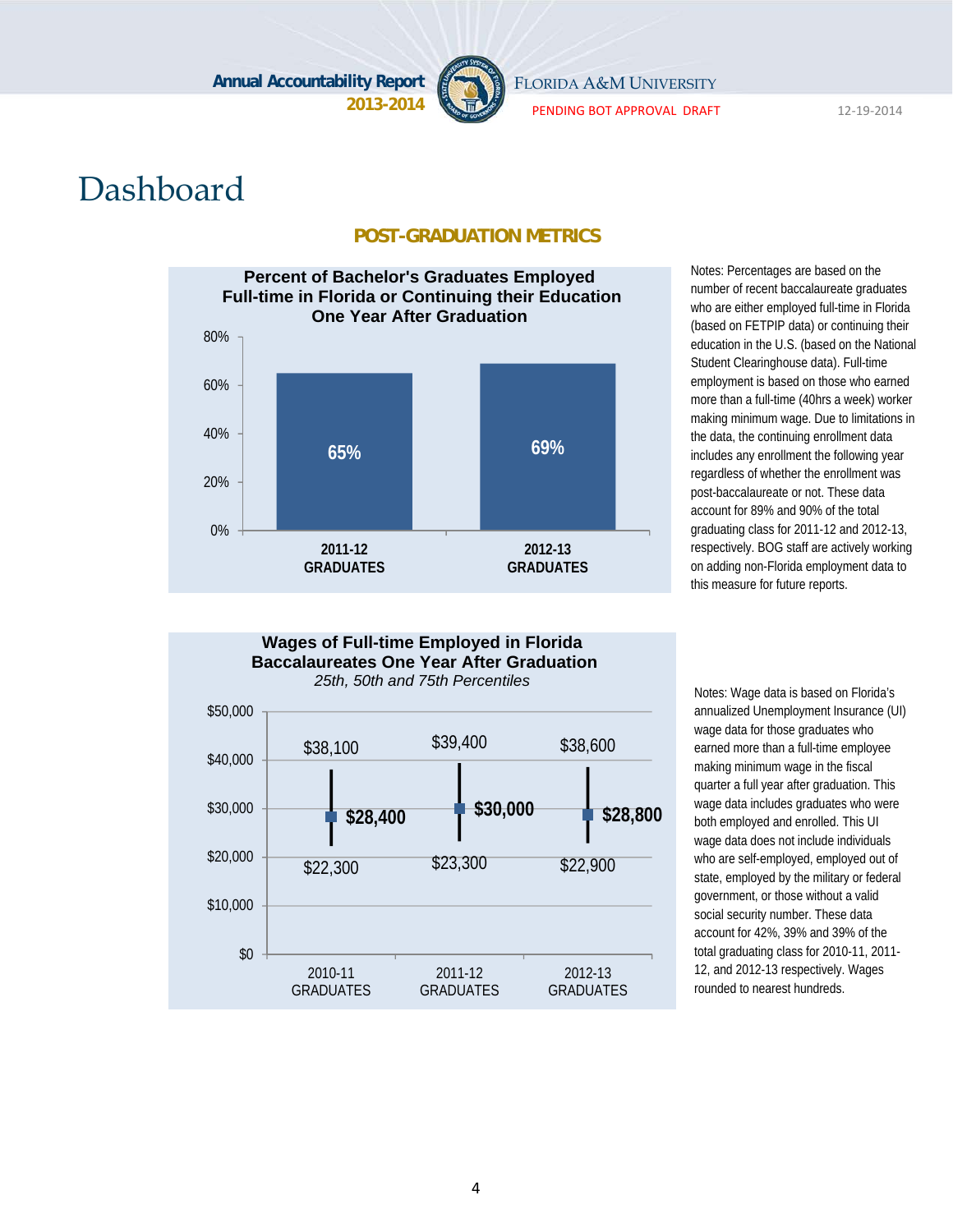# Dashboard

## POST-GRADUATION METRICS

**Percent of Bachelor's Graduates Employed Full-time in Florida or Continuing their Education One Year After Graduation**

| | 2011-12 GRADUATES | 2012-13 GRADUATES |
|---|---|---|
| Percent | 65% | 69% |

Notes: Percentages are based on the number of recent baccalaureate graduates who are either employed full-time in Florida (based on FETPIP data) or continuing their education in the U.S. (based on the National Student Clearinghouse data). Full-time employment is based on those who earned more than a full-time (40hrs a week) worker making minimum wage. Due to limitations in the data, the continuing enrollment data includes any enrollment the following year regardless of whether the enrollment was post-baccalaureate or not. These data account for 89% and 90% of the total graduating class for 2011-12 and 2012-13, respectively. BOG staff are actively working on adding non-Florida employment data to this measure for future reports.

**Wages of Full-time Employed in Florida Baccalaureates One Year After Graduation**

*25th, 50th and 75th Percentiles*

| | 2010-11 GRADUATES | 2011-12 GRADUATES | 2012-13 GRADUATES |
|---|---|---|---|
| 75th Percentile | $38,100 | $39,400 | $38,600 |
| 50th Percentile | $28,400 | $30,000 | $28,800 |
| 25th Percentile | $22,300 | $23,300 | $22,900 |

Notes: Wage data is based on Florida's annualized Unemployment Insurance (UI) wage data for those graduates who earned more than a full-time employee making minimum wage in the fiscal quarter a full year after graduation. This wage data includes graduates who were both employed and enrolled. This UI wage data does not include individuals who are self-employed, employed by the military or federal government, or those without a valid social security number. These data account for 42%, 39% and 39% of the total graduating class for 2010-11, 2011-12, and 2012-13 respectively. Wages rounded to nearest hundreds.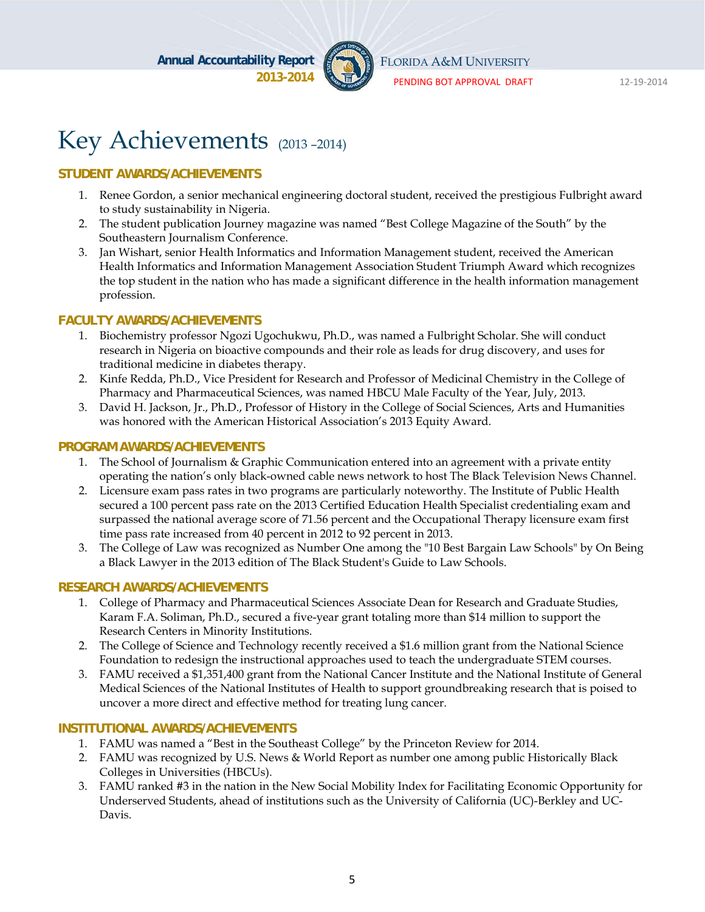# Key Achievements (2013 –2014)

## STUDENT AWARDS/ACHIEVEMENTS

1. Renee Gordon, a senior mechanical engineering doctoral student, received the prestigious Fulbright award to study sustainability in Nigeria.
2. The student publication Journey magazine was named "Best College Magazine of the South" by the Southeastern Journalism Conference.
3. Jan Wishart, senior Health Informatics and Information Management student, received the American Health Informatics and Information Management Association Student Triumph Award which recognizes the top student in the nation who has made a significant difference in the health information management profession.

## FACULTY AWARDS/ACHIEVEMENTS

1. Biochemistry professor Ngozi Ugochukwu, Ph.D., was named a Fulbright Scholar. She will conduct research in Nigeria on bioactive compounds and their role as leads for drug discovery, and uses for traditional medicine in diabetes therapy.
2. Kinfe Redda, Ph.D., Vice President for Research and Professor of Medicinal Chemistry in the College of Pharmacy and Pharmaceutical Sciences, was named HBCU Male Faculty of the Year, July, 2013.
3. David H. Jackson, Jr., Ph.D., Professor of History in the College of Social Sciences, Arts and Humanities was honored with the American Historical Association's 2013 Equity Award.

## PROGRAM AWARDS/ACHIEVEMENTS

1. The School of Journalism & Graphic Communication entered into an agreement with a private entity operating the nation's only black-owned cable news network to host The Black Television News Channel.
2. Licensure exam pass rates in two programs are particularly noteworthy. The Institute of Public Health secured a 100 percent pass rate on the 2013 Certified Education Health Specialist credentialing exam and surpassed the national average score of 71.56 percent and the Occupational Therapy licensure exam first time pass rate increased from 40 percent in 2012 to 92 percent in 2013.
3. The College of Law was recognized as Number One among the "10 Best Bargain Law Schools" by On Being a Black Lawyer in the 2013 edition of The Black Student's Guide to Law Schools.

## RESEARCH AWARDS/ACHIEVEMENTS

1. College of Pharmacy and Pharmaceutical Sciences Associate Dean for Research and Graduate Studies, Karam F.A. Soliman, Ph.D., secured a five-year grant totaling more than $14 million to support the Research Centers in Minority Institutions.
2. The College of Science and Technology recently received a $1.6 million grant from the National Science Foundation to redesign the instructional approaches used to teach the undergraduate STEM courses.
3. FAMU received a $1,351,400 grant from the National Cancer Institute and the National Institute of General Medical Sciences of the National Institutes of Health to support groundbreaking research that is poised to uncover a more direct and effective method for treating lung cancer.

## INSTITUTIONAL AWARDS/ACHIEVEMENTS

1. FAMU was named a "Best in the Southeast College" by the Princeton Review for 2014.
2. FAMU was recognized by U.S. News & World Report as number one among public Historically Black Colleges in Universities (HBCUs).
3. FAMU ranked #3 in the nation in the New Social Mobility Index for Facilitating Economic Opportunity for Underserved Students, ahead of institutions such as the University of California (UC)-Berkley and UC-Davis.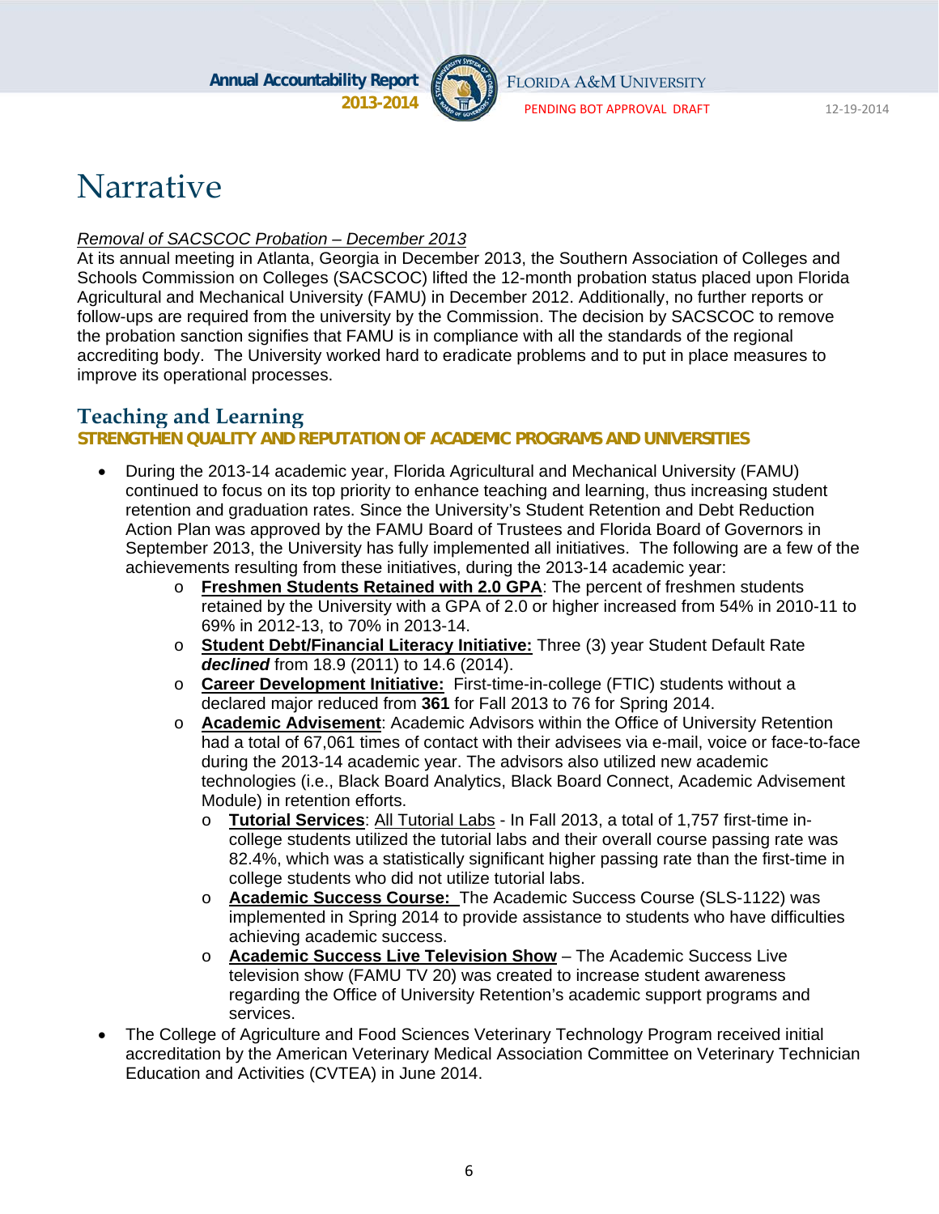# Narrative

*Removal of SACSCOC Probation – December 2013*

At its annual meeting in Atlanta, Georgia in December 2013, the Southern Association of Colleges and Schools Commission on Colleges (SACSCOC) lifted the 12-month probation status placed upon Florida Agricultural and Mechanical University (FAMU) in December 2012. Additionally, no further reports or follow-ups are required from the university by the Commission. The decision by SACSCOC to remove the probation sanction signifies that FAMU is in compliance with all the standards of the regional accrediting body. The University worked hard to eradicate problems and to put in place measures to improve its operational processes.

## Teaching and Learning

### STRENGTHEN QUALITY AND REPUTATION OF ACADEMIC PROGRAMS AND UNIVERSITIES

- During the 2013-14 academic year, Florida Agricultural and Mechanical University (FAMU) continued to focus on its top priority to enhance teaching and learning, thus increasing student retention and graduation rates. Since the University's Student Retention and Debt Reduction Action Plan was approved by the FAMU Board of Trustees and Florida Board of Governors in September 2013, the University has fully implemented all initiatives. The following are a few of the achievements resulting from these initiatives, during the 2013-14 academic year:
  - **Freshmen Students Retained with 2.0 GPA**: The percent of freshmen students retained by the University with a GPA of 2.0 or higher increased from 54% in 2010-11 to 69% in 2012-13, to 70% in 2013-14.
  - **Student Debt/Financial Literacy Initiative:** Three (3) year Student Default Rate ***declined*** from 18.9 (2011) to 14.6 (2014).
  - **Career Development Initiative:** First-time-in-college (FTIC) students without a declared major reduced from **361** for Fall 2013 to 76 for Spring 2014.
  - **Academic Advisement**: Academic Advisors within the Office of University Retention had a total of 67,061 times of contact with their advisees via e-mail, voice or face-to-face during the 2013-14 academic year. The advisors also utilized new academic technologies (i.e., Black Board Analytics, Black Board Connect, Academic Advisement Module) in retention efforts.
    - **Tutorial Services**: All Tutorial Labs - In Fall 2013, a total of 1,757 first-time in-college students utilized the tutorial labs and their overall course passing rate was 82.4%, which was a statistically significant higher passing rate than the first-time in college students who did not utilize tutorial labs.
    - **Academic Success Course:** The Academic Success Course (SLS-1122) was implemented in Spring 2014 to provide assistance to students who have difficulties achieving academic success.
    - **Academic Success Live Television Show** – The Academic Success Live television show (FAMU TV 20) was created to increase student awareness regarding the Office of University Retention's academic support programs and services.
- The College of Agriculture and Food Sciences Veterinary Technology Program received initial accreditation by the American Veterinary Medical Association Committee on Veterinary Technician Education and Activities (CVTEA) in June 2014.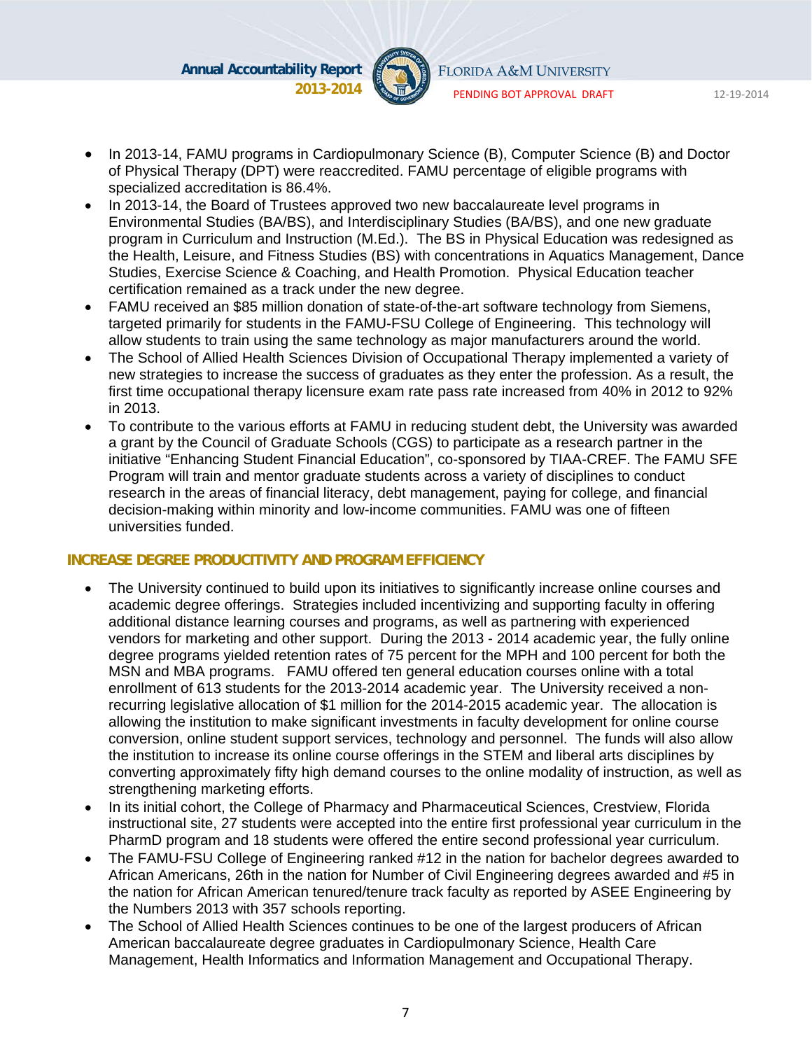- In 2013-14, FAMU programs in Cardiopulmonary Science (B), Computer Science (B) and Doctor of Physical Therapy (DPT) were reaccredited. FAMU percentage of eligible programs with specialized accreditation is 86.4%.
- In 2013-14, the Board of Trustees approved two new baccalaureate level programs in Environmental Studies (BA/BS), and Interdisciplinary Studies (BA/BS), and one new graduate program in Curriculum and Instruction (M.Ed.). The BS in Physical Education was redesigned as the Health, Leisure, and Fitness Studies (BS) with concentrations in Aquatics Management, Dance Studies, Exercise Science & Coaching, and Health Promotion. Physical Education teacher certification remained as a track under the new degree.
- FAMU received an $85 million donation of state-of-the-art software technology from Siemens, targeted primarily for students in the FAMU-FSU College of Engineering. This technology will allow students to train using the same technology as major manufacturers around the world.
- The School of Allied Health Sciences Division of Occupational Therapy implemented a variety of new strategies to increase the success of graduates as they enter the profession. As a result, the first time occupational therapy licensure exam rate pass rate increased from 40% in 2012 to 92% in 2013.
- To contribute to the various efforts at FAMU in reducing student debt, the University was awarded a grant by the Council of Graduate Schools (CGS) to participate as a research partner in the initiative "Enhancing Student Financial Education", co-sponsored by TIAA-CREF. The FAMU SFE Program will train and mentor graduate students across a variety of disciplines to conduct research in the areas of financial literacy, debt management, paying for college, and financial decision-making within minority and low-income communities. FAMU was one of fifteen universities funded.

### INCREASE DEGREE PRODUCITIVITY AND PROGRAM EFFICIENCY

- The University continued to build upon its initiatives to significantly increase online courses and academic degree offerings. Strategies included incentivizing and supporting faculty in offering additional distance learning courses and programs, as well as partnering with experienced vendors for marketing and other support. During the 2013 - 2014 academic year, the fully online degree programs yielded retention rates of 75 percent for the MPH and 100 percent for both the MSN and MBA programs. FAMU offered ten general education courses online with a total enrollment of 613 students for the 2013-2014 academic year. The University received a non-recurring legislative allocation of $1 million for the 2014-2015 academic year. The allocation is allowing the institution to make significant investments in faculty development for online course conversion, online student support services, technology and personnel. The funds will also allow the institution to increase its online course offerings in the STEM and liberal arts disciplines by converting approximately fifty high demand courses to the online modality of instruction, as well as strengthening marketing efforts.
- In its initial cohort, the College of Pharmacy and Pharmaceutical Sciences, Crestview, Florida instructional site, 27 students were accepted into the entire first professional year curriculum in the PharmD program and 18 students were offered the entire second professional year curriculum.
- The FAMU-FSU College of Engineering ranked #12 in the nation for bachelor degrees awarded to African Americans, 26th in the nation for Number of Civil Engineering degrees awarded and #5 in the nation for African American tenured/tenure track faculty as reported by ASEE Engineering by the Numbers 2013 with 357 schools reporting.
- The School of Allied Health Sciences continues to be one of the largest producers of African American baccalaureate degree graduates in Cardiopulmonary Science, Health Care Management, Health Informatics and Information Management and Occupational Therapy.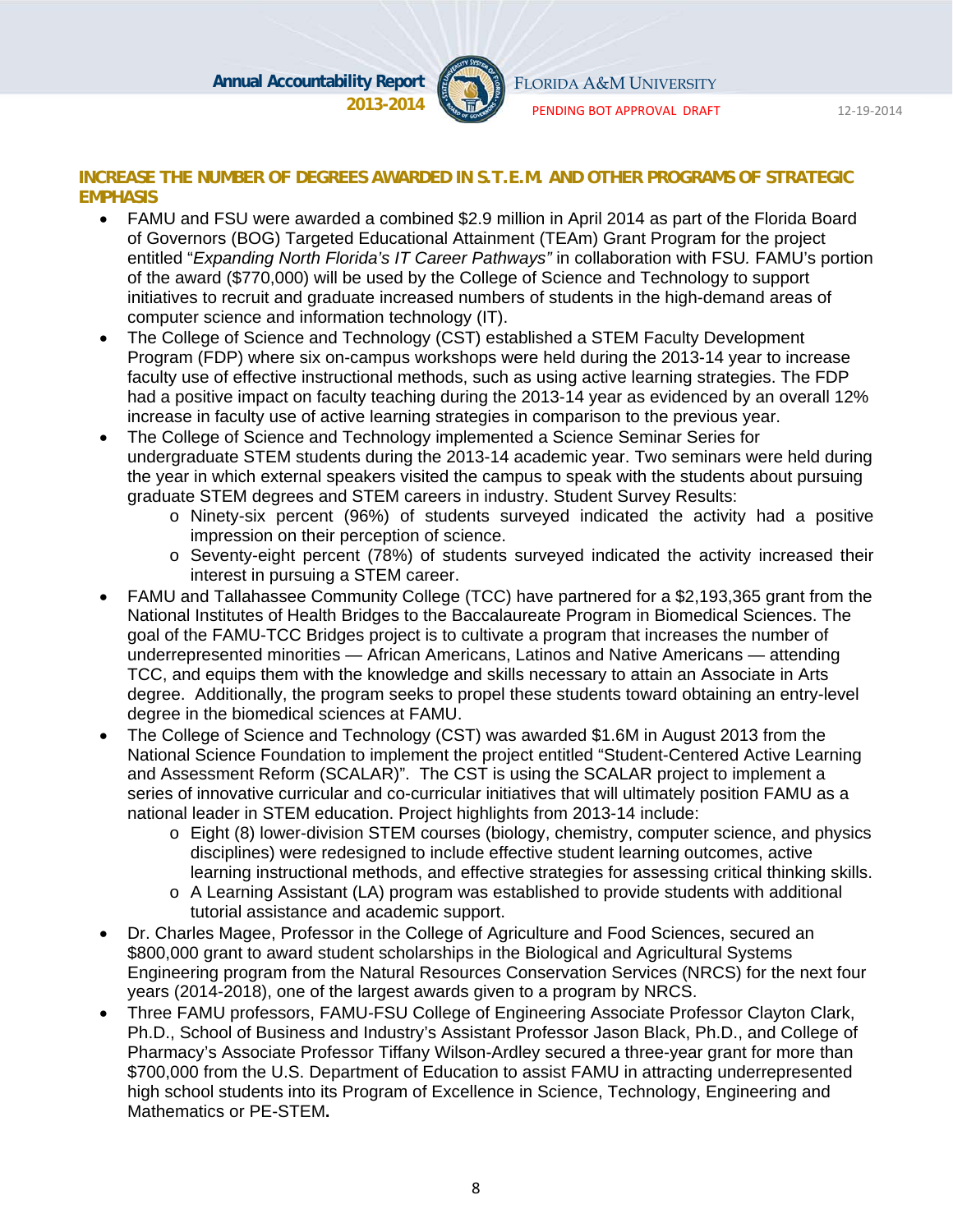## INCREASE THE NUMBER OF DEGREES AWARDED IN S.T.E.M. AND OTHER PROGRAMS OF STRATEGIC EMPHASIS

- FAMU and FSU were awarded a combined $2.9 million in April 2014 as part of the Florida Board of Governors (BOG) Targeted Educational Attainment (TEAm) Grant Program for the project entitled "*Expanding North Florida's IT Career Pathways"* in collaboration with FSU. FAMU's portion of the award ($770,000) will be used by the College of Science and Technology to support initiatives to recruit and graduate increased numbers of students in the high-demand areas of computer science and information technology (IT).
- The College of Science and Technology (CST) established a STEM Faculty Development Program (FDP) where six on-campus workshops were held during the 2013-14 year to increase faculty use of effective instructional methods, such as using active learning strategies. The FDP had a positive impact on faculty teaching during the 2013-14 year as evidenced by an overall 12% increase in faculty use of active learning strategies in comparison to the previous year.
- The College of Science and Technology implemented a Science Seminar Series for undergraduate STEM students during the 2013-14 academic year. Two seminars were held during the year in which external speakers visited the campus to speak with the students about pursuing graduate STEM degrees and STEM careers in industry. Student Survey Results:
  - Ninety-six percent (96%) of students surveyed indicated the activity had a positive impression on their perception of science.
  - Seventy-eight percent (78%) of students surveyed indicated the activity increased their interest in pursuing a STEM career.
- FAMU and Tallahassee Community College (TCC) have partnered for a $2,193,365 grant from the National Institutes of Health Bridges to the Baccalaureate Program in Biomedical Sciences. The goal of the FAMU-TCC Bridges project is to cultivate a program that increases the number of underrepresented minorities — African Americans, Latinos and Native Americans — attending TCC, and equips them with the knowledge and skills necessary to attain an Associate in Arts degree. Additionally, the program seeks to propel these students toward obtaining an entry-level degree in the biomedical sciences at FAMU.
- The College of Science and Technology (CST) was awarded $1.6M in August 2013 from the National Science Foundation to implement the project entitled "Student-Centered Active Learning and Assessment Reform (SCALAR)". The CST is using the SCALAR project to implement a series of innovative curricular and co-curricular initiatives that will ultimately position FAMU as a national leader in STEM education. Project highlights from 2013-14 include:
  - Eight (8) lower-division STEM courses (biology, chemistry, computer science, and physics disciplines) were redesigned to include effective student learning outcomes, active learning instructional methods, and effective strategies for assessing critical thinking skills.
  - A Learning Assistant (LA) program was established to provide students with additional tutorial assistance and academic support.
- Dr. Charles Magee, Professor in the College of Agriculture and Food Sciences, secured an $800,000 grant to award student scholarships in the Biological and Agricultural Systems Engineering program from the Natural Resources Conservation Services (NRCS) for the next four years (2014-2018), one of the largest awards given to a program by NRCS.
- Three FAMU professors, FAMU-FSU College of Engineering Associate Professor Clayton Clark, Ph.D., School of Business and Industry's Assistant Professor Jason Black, Ph.D., and College of Pharmacy's Associate Professor Tiffany Wilson-Ardley secured a three-year grant for more than $700,000 from the U.S. Department of Education to assist FAMU in attracting underrepresented high school students into its Program of Excellence in Science, Technology, Engineering and Mathematics or PE-STEM**.**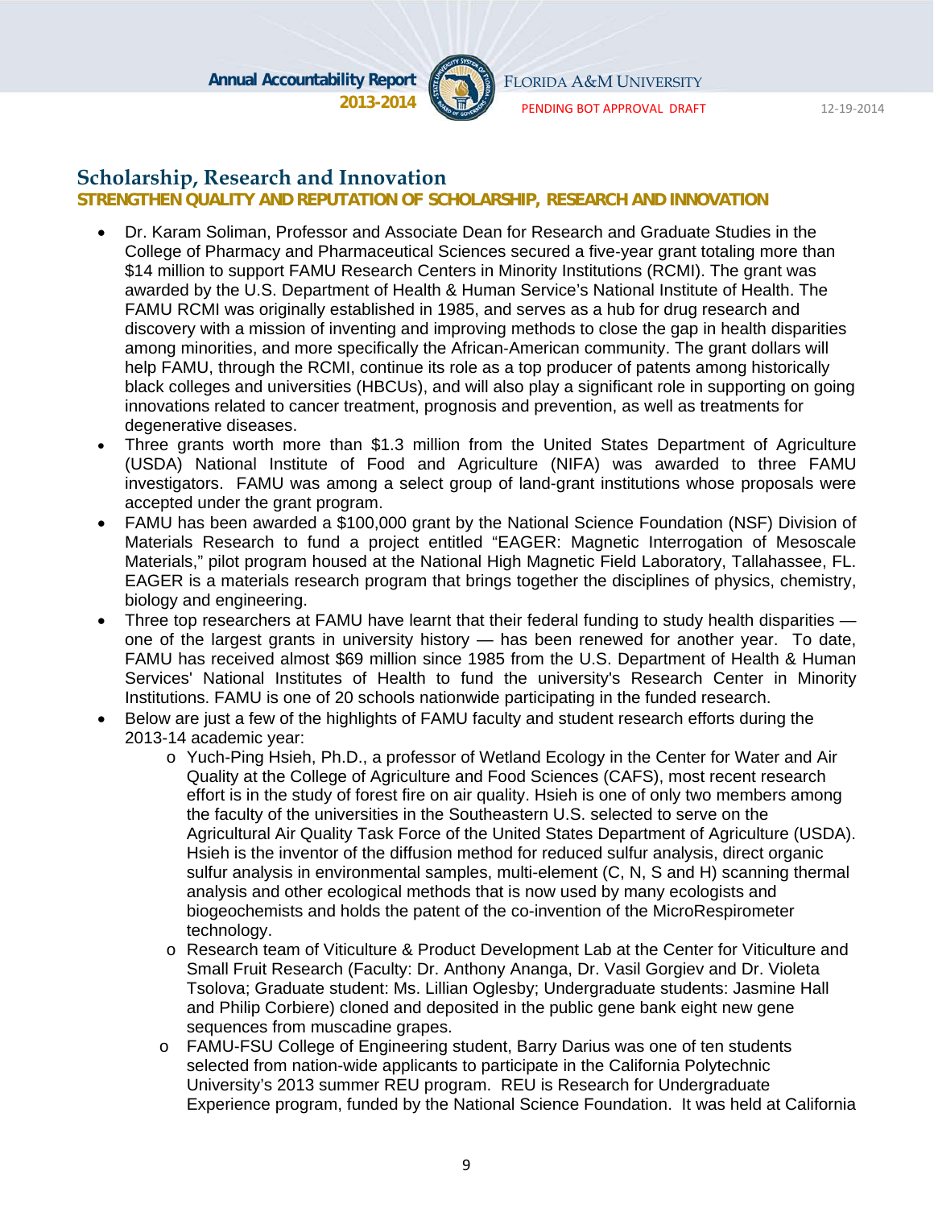## Scholarship, Research and Innovation

**STRENGTHEN QUALITY AND REPUTATION OF SCHOLARSHIP, RESEARCH AND INNOVATION**

- Dr. Karam Soliman, Professor and Associate Dean for Research and Graduate Studies in the College of Pharmacy and Pharmaceutical Sciences secured a five-year grant totaling more than $14 million to support FAMU Research Centers in Minority Institutions (RCMI). The grant was awarded by the U.S. Department of Health & Human Service's National Institute of Health. The FAMU RCMI was originally established in 1985, and serves as a hub for drug research and discovery with a mission of inventing and improving methods to close the gap in health disparities among minorities, and more specifically the African-American community. The grant dollars will help FAMU, through the RCMI, continue its role as a top producer of patents among historically black colleges and universities (HBCUs), and will also play a significant role in supporting on going innovations related to cancer treatment, prognosis and prevention, as well as treatments for degenerative diseases.
- Three grants worth more than $1.3 million from the United States Department of Agriculture (USDA) National Institute of Food and Agriculture (NIFA) was awarded to three FAMU investigators. FAMU was among a select group of land-grant institutions whose proposals were accepted under the grant program.
- FAMU has been awarded a $100,000 grant by the National Science Foundation (NSF) Division of Materials Research to fund a project entitled "EAGER: Magnetic Interrogation of Mesoscale Materials," pilot program housed at the National High Magnetic Field Laboratory, Tallahassee, FL. EAGER is a materials research program that brings together the disciplines of physics, chemistry, biology and engineering.
- Three top researchers at FAMU have learnt that their federal funding to study health disparities — one of the largest grants in university history — has been renewed for another year. To date, FAMU has received almost $69 million since 1985 from the U.S. Department of Health & Human Services' National Institutes of Health to fund the university's Research Center in Minority Institutions. FAMU is one of 20 schools nationwide participating in the funded research.
- Below are just a few of the highlights of FAMU faculty and student research efforts during the 2013-14 academic year:
  - Yuch-Ping Hsieh, Ph.D., a professor of Wetland Ecology in the Center for Water and Air Quality at the College of Agriculture and Food Sciences (CAFS), most recent research effort is in the study of forest fire on air quality. Hsieh is one of only two members among the faculty of the universities in the Southeastern U.S. selected to serve on the Agricultural Air Quality Task Force of the United States Department of Agriculture (USDA). Hsieh is the inventor of the diffusion method for reduced sulfur analysis, direct organic sulfur analysis in environmental samples, multi-element (C, N, S and H) scanning thermal analysis and other ecological methods that is now used by many ecologists and biogeochemists and holds the patent of the co-invention of the MicroRespirometer technology.
  - Research team of Viticulture & Product Development Lab at the Center for Viticulture and Small Fruit Research (Faculty: Dr. Anthony Ananga, Dr. Vasil Gorgiev and Dr. Violeta Tsolova; Graduate student: Ms. Lillian Oglesby; Undergraduate students: Jasmine Hall and Philip Corbiere) cloned and deposited in the public gene bank eight new gene sequences from muscadine grapes.
  - FAMU-FSU College of Engineering student, Barry Darius was one of ten students selected from nation-wide applicants to participate in the California Polytechnic University's 2013 summer REU program. REU is Research for Undergraduate Experience program, funded by the National Science Foundation. It was held at California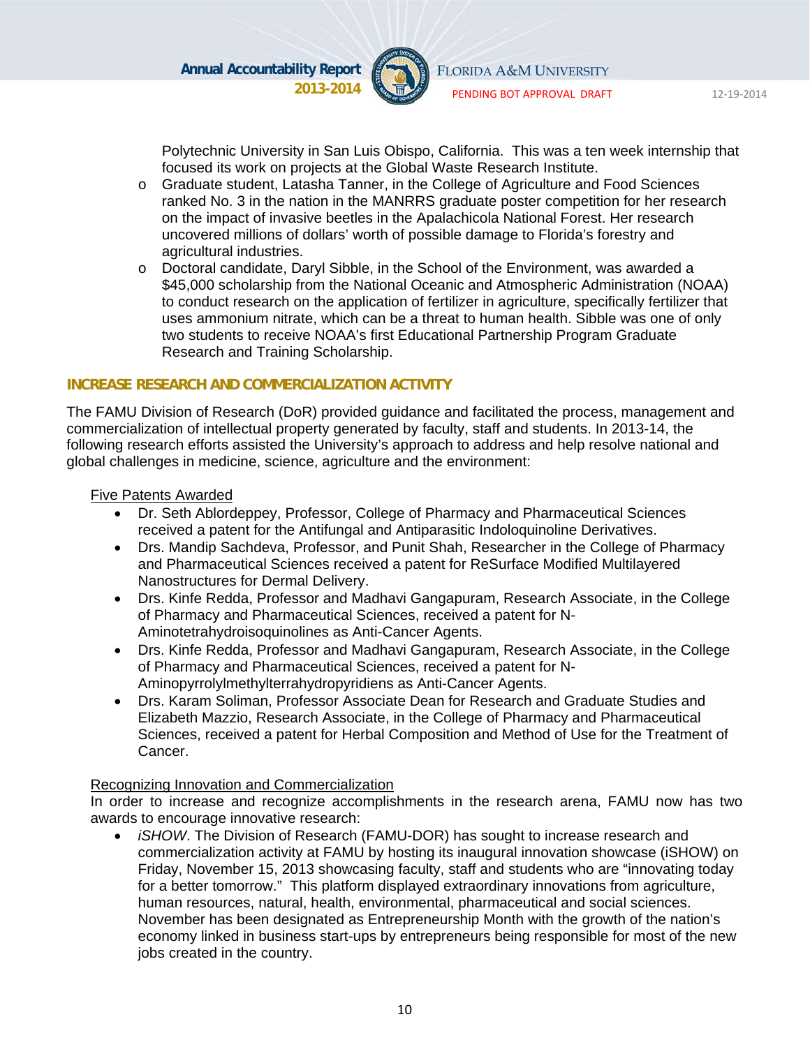Polytechnic University in San Luis Obispo, California. This was a ten week internship that focused its work on projects at the Global Waste Research Institute.

- Graduate student, Latasha Tanner, in the College of Agriculture and Food Sciences ranked No. 3 in the nation in the MANRRS graduate poster competition for her research on the impact of invasive beetles in the Apalachicola National Forest. Her research uncovered millions of dollars' worth of possible damage to Florida's forestry and agricultural industries.
- Doctoral candidate, Daryl Sibble, in the School of the Environment, was awarded a $45,000 scholarship from the National Oceanic and Atmospheric Administration (NOAA) to conduct research on the application of fertilizer in agriculture, specifically fertilizer that uses ammonium nitrate, which can be a threat to human health. Sibble was one of only two students to receive NOAA's first Educational Partnership Program Graduate Research and Training Scholarship.

## INCREASE RESEARCH AND COMMERCIALIZATION ACTIVITY

The FAMU Division of Research (DoR) provided guidance and facilitated the process, management and commercialization of intellectual property generated by faculty, staff and students. In 2013-14, the following research efforts assisted the University's approach to address and help resolve national and global challenges in medicine, science, agriculture and the environment:

<u>Five Patents Awarded</u>

- Dr. Seth Ablordeppey, Professor, College of Pharmacy and Pharmaceutical Sciences received a patent for the Antifungal and Antiparasitic Indoloquinoline Derivatives.
- Drs. Mandip Sachdeva, Professor, and Punit Shah, Researcher in the College of Pharmacy and Pharmaceutical Sciences received a patent for ReSurface Modified Multilayered Nanostructures for Dermal Delivery.
- Drs. Kinfe Redda, Professor and Madhavi Gangapuram, Research Associate, in the College of Pharmacy and Pharmaceutical Sciences, received a patent for N-Aminotetrahydroisoquinolines as Anti-Cancer Agents.
- Drs. Kinfe Redda, Professor and Madhavi Gangapuram, Research Associate, in the College of Pharmacy and Pharmaceutical Sciences, received a patent for N-Aminopyrrolylmethylterrahydropyridiens as Anti-Cancer Agents.
- Drs. Karam Soliman, Professor Associate Dean for Research and Graduate Studies and Elizabeth Mazzio, Research Associate, in the College of Pharmacy and Pharmaceutical Sciences, received a patent for Herbal Composition and Method of Use for the Treatment of Cancer.

<u>Recognizing Innovation and Commercialization</u>

In order to increase and recognize accomplishments in the research arena, FAMU now has two awards to encourage innovative research:

- *iSHOW*. The Division of Research (FAMU-DOR) has sought to increase research and commercialization activity at FAMU by hosting its inaugural innovation showcase (iSHOW) on Friday, November 15, 2013 showcasing faculty, staff and students who are "innovating today for a better tomorrow." This platform displayed extraordinary innovations from agriculture, human resources, natural, health, environmental, pharmaceutical and social sciences. November has been designated as Entrepreneurship Month with the growth of the nation's economy linked in business start-ups by entrepreneurs being responsible for most of the new jobs created in the country.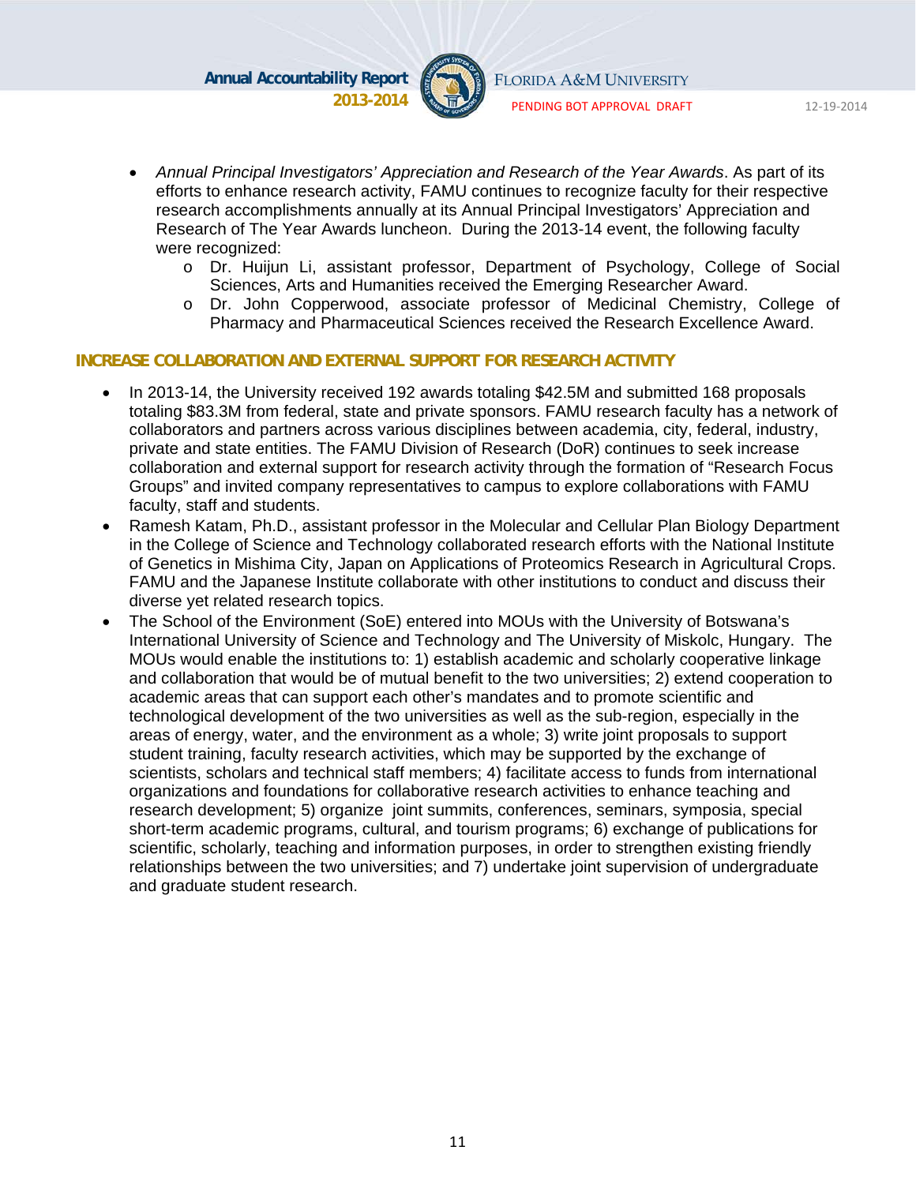- *Annual Principal Investigators' Appreciation and Research of the Year Awards*. As part of its efforts to enhance research activity, FAMU continues to recognize faculty for their respective research accomplishments annually at its Annual Principal Investigators' Appreciation and Research of The Year Awards luncheon. During the 2013-14 event, the following faculty were recognized:
  - Dr. Huijun Li, assistant professor, Department of Psychology, College of Social Sciences, Arts and Humanities received the Emerging Researcher Award.
  - Dr. John Copperwood, associate professor of Medicinal Chemistry, College of Pharmacy and Pharmaceutical Sciences received the Research Excellence Award.

## INCREASE COLLABORATION AND EXTERNAL SUPPORT FOR RESEARCH ACTIVITY

- In 2013-14, the University received 192 awards totaling $42.5M and submitted 168 proposals totaling $83.3M from federal, state and private sponsors. FAMU research faculty has a network of collaborators and partners across various disciplines between academia, city, federal, industry, private and state entities. The FAMU Division of Research (DoR) continues to seek increase collaboration and external support for research activity through the formation of "Research Focus Groups" and invited company representatives to campus to explore collaborations with FAMU faculty, staff and students.
- Ramesh Katam, Ph.D., assistant professor in the Molecular and Cellular Plan Biology Department in the College of Science and Technology collaborated research efforts with the National Institute of Genetics in Mishima City, Japan on Applications of Proteomics Research in Agricultural Crops. FAMU and the Japanese Institute collaborate with other institutions to conduct and discuss their diverse yet related research topics.
- The School of the Environment (SoE) entered into MOUs with the University of Botswana's International University of Science and Technology and The University of Miskolc, Hungary. The MOUs would enable the institutions to: 1) establish academic and scholarly cooperative linkage and collaboration that would be of mutual benefit to the two universities; 2) extend cooperation to academic areas that can support each other's mandates and to promote scientific and technological development of the two universities as well as the sub-region, especially in the areas of energy, water, and the environment as a whole; 3) write joint proposals to support student training, faculty research activities, which may be supported by the exchange of scientists, scholars and technical staff members; 4) facilitate access to funds from international organizations and foundations for collaborative research activities to enhance teaching and research development; 5) organize joint summits, conferences, seminars, symposia, special short-term academic programs, cultural, and tourism programs; 6) exchange of publications for scientific, scholarly, teaching and information purposes, in order to strengthen existing friendly relationships between the two universities; and 7) undertake joint supervision of undergraduate and graduate student research.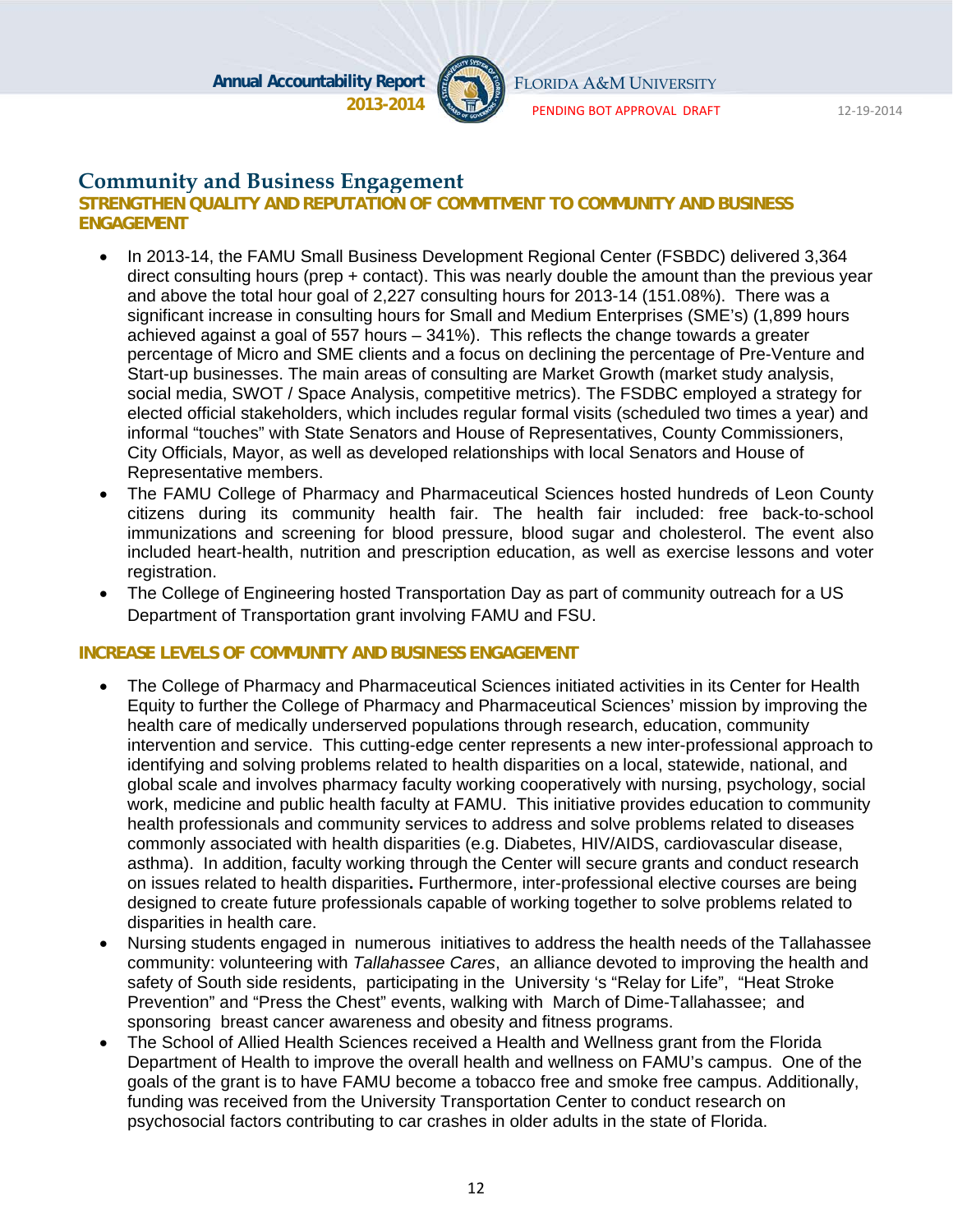## Community and Business Engagement

### STRENGTHEN QUALITY AND REPUTATION OF COMMITMENT TO COMMUNITY AND BUSINESS ENGAGEMENT

- In 2013-14, the FAMU Small Business Development Regional Center (FSBDC) delivered 3,364 direct consulting hours (prep + contact). This was nearly double the amount than the previous year and above the total hour goal of 2,227 consulting hours for 2013-14 (151.08%). There was a significant increase in consulting hours for Small and Medium Enterprises (SME's) (1,899 hours achieved against a goal of 557 hours – 341%). This reflects the change towards a greater percentage of Micro and SME clients and a focus on declining the percentage of Pre-Venture and Start-up businesses. The main areas of consulting are Market Growth (market study analysis, social media, SWOT / Space Analysis, competitive metrics). The FSDBC employed a strategy for elected official stakeholders, which includes regular formal visits (scheduled two times a year) and informal "touches" with State Senators and House of Representatives, County Commissioners, City Officials, Mayor, as well as developed relationships with local Senators and House of Representative members.
- The FAMU College of Pharmacy and Pharmaceutical Sciences hosted hundreds of Leon County citizens during its community health fair. The health fair included: free back-to-school immunizations and screening for blood pressure, blood sugar and cholesterol. The event also included heart-health, nutrition and prescription education, as well as exercise lessons and voter registration.
- The College of Engineering hosted Transportation Day as part of community outreach for a US Department of Transportation grant involving FAMU and FSU.

### INCREASE LEVELS OF COMMUNITY AND BUSINESS ENGAGEMENT

- The College of Pharmacy and Pharmaceutical Sciences initiated activities in its Center for Health Equity to further the College of Pharmacy and Pharmaceutical Sciences' mission by improving the health care of medically underserved populations through research, education, community intervention and service. This cutting-edge center represents a new inter-professional approach to identifying and solving problems related to health disparities on a local, statewide, national, and global scale and involves pharmacy faculty working cooperatively with nursing, psychology, social work, medicine and public health faculty at FAMU. This initiative provides education to community health professionals and community services to address and solve problems related to diseases commonly associated with health disparities (e.g. Diabetes, HIV/AIDS, cardiovascular disease, asthma). In addition, faculty working through the Center will secure grants and conduct research on issues related to health disparities. Furthermore, inter-professional elective courses are being designed to create future professionals capable of working together to solve problems related to disparities in health care.
- Nursing students engaged in numerous initiatives to address the health needs of the Tallahassee community: volunteering with *Tallahassee Cares*, an alliance devoted to improving the health and safety of South side residents, participating in the University 's "Relay for Life", "Heat Stroke Prevention" and "Press the Chest" events, walking with March of Dime-Tallahassee; and sponsoring breast cancer awareness and obesity and fitness programs.
- The School of Allied Health Sciences received a Health and Wellness grant from the Florida Department of Health to improve the overall health and wellness on FAMU's campus. One of the goals of the grant is to have FAMU become a tobacco free and smoke free campus. Additionally, funding was received from the University Transportation Center to conduct research on psychosocial factors contributing to car crashes in older adults in the state of Florida.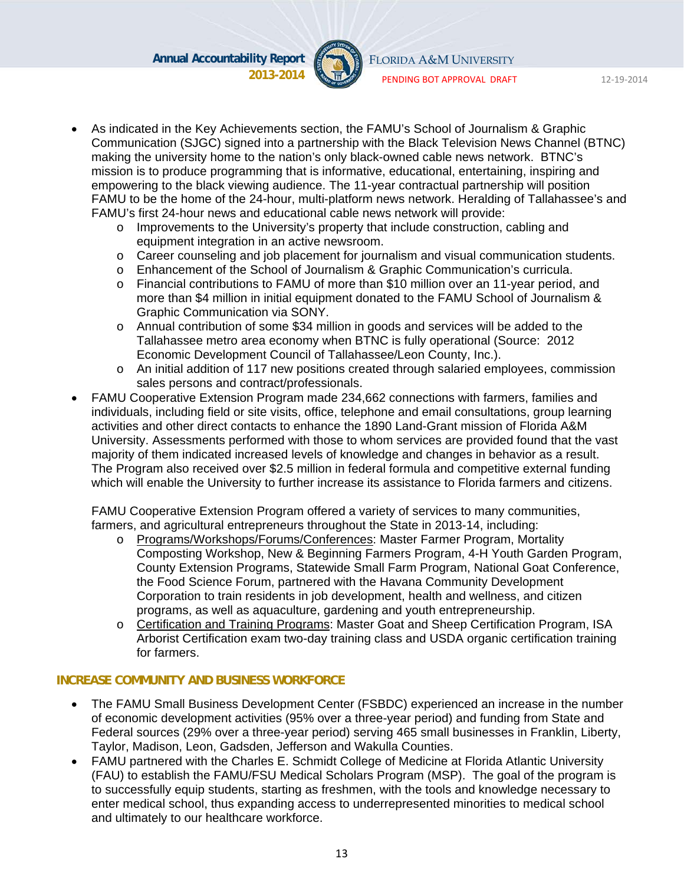- As indicated in the Key Achievements section, the FAMU's School of Journalism & Graphic Communication (SJGC) signed into a partnership with the Black Television News Channel (BTNC) making the university home to the nation's only black-owned cable news network. BTNC's mission is to produce programming that is informative, educational, entertaining, inspiring and empowering to the black viewing audience. The 11-year contractual partnership will position FAMU to be the home of the 24-hour, multi-platform news network. Heralding of Tallahassee's and FAMU's first 24-hour news and educational cable news network will provide:
  - Improvements to the University's property that include construction, cabling and equipment integration in an active newsroom.
  - Career counseling and job placement for journalism and visual communication students.
  - Enhancement of the School of Journalism & Graphic Communication's curricula.
  - Financial contributions to FAMU of more than $10 million over an 11-year period, and more than $4 million in initial equipment donated to the FAMU School of Journalism & Graphic Communication via SONY.
  - Annual contribution of some $34 million in goods and services will be added to the Tallahassee metro area economy when BTNC is fully operational (Source: 2012 Economic Development Council of Tallahassee/Leon County, Inc.).
  - An initial addition of 117 new positions created through salaried employees, commission sales persons and contract/professionals.
- FAMU Cooperative Extension Program made 234,662 connections with farmers, families and individuals, including field or site visits, office, telephone and email consultations, group learning activities and other direct contacts to enhance the 1890 Land-Grant mission of Florida A&M University. Assessments performed with those to whom services are provided found that the vast majority of them indicated increased levels of knowledge and changes in behavior as a result. The Program also received over $2.5 million in federal formula and competitive external funding which will enable the University to further increase its assistance to Florida farmers and citizens.

  FAMU Cooperative Extension Program offered a variety of services to many communities, farmers, and agricultural entrepreneurs throughout the State in 2013-14, including:
  - <u>Programs/Workshops/Forums/Conferences</u>: Master Farmer Program, Mortality Composting Workshop, New & Beginning Farmers Program, 4-H Youth Garden Program, County Extension Programs, Statewide Small Farm Program, National Goat Conference, the Food Science Forum, partnered with the Havana Community Development Corporation to train residents in job development, health and wellness, and citizen programs, as well as aquaculture, gardening and youth entrepreneurship.
  - <u>Certification and Training Programs</u>: Master Goat and Sheep Certification Program, ISA Arborist Certification exam two-day training class and USDA organic certification training for farmers.

### INCREASE COMMUNITY AND BUSINESS WORKFORCE

- The FAMU Small Business Development Center (FSBDC) experienced an increase in the number of economic development activities (95% over a three-year period) and funding from State and Federal sources (29% over a three-year period) serving 465 small businesses in Franklin, Liberty, Taylor, Madison, Leon, Gadsden, Jefferson and Wakulla Counties.
- FAMU partnered with the Charles E. Schmidt College of Medicine at Florida Atlantic University (FAU) to establish the FAMU/FSU Medical Scholars Program (MSP). The goal of the program is to successfully equip students, starting as freshmen, with the tools and knowledge necessary to enter medical school, thus expanding access to underrepresented minorities to medical school and ultimately to our healthcare workforce.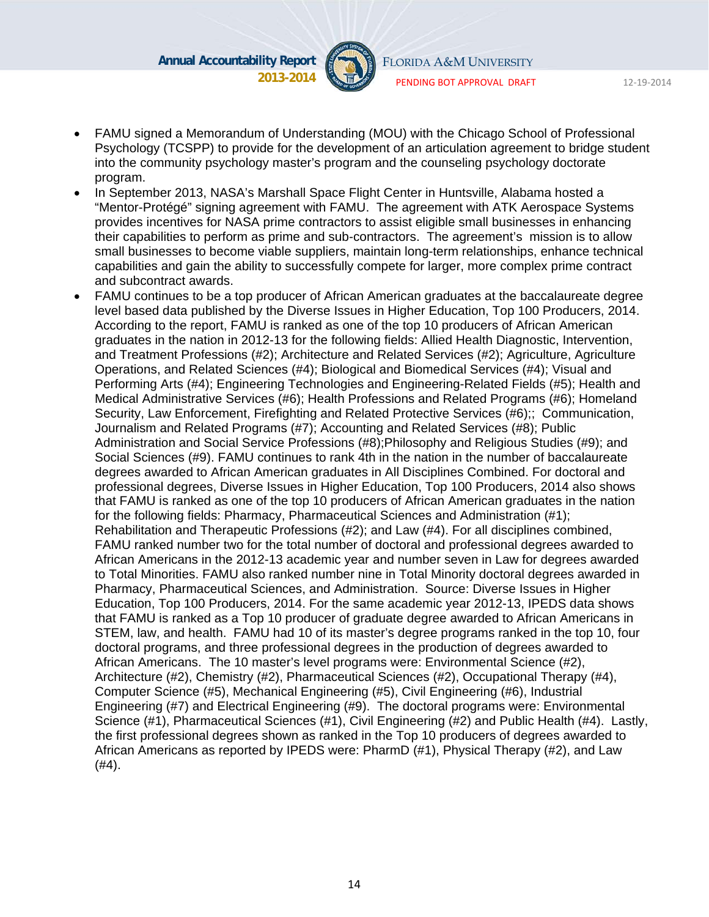- FAMU signed a Memorandum of Understanding (MOU) with the Chicago School of Professional Psychology (TCSPP) to provide for the development of an articulation agreement to bridge student into the community psychology master's program and the counseling psychology doctorate program.
- In September 2013, NASA's Marshall Space Flight Center in Huntsville, Alabama hosted a "Mentor-Protégé" signing agreement with FAMU. The agreement with ATK Aerospace Systems provides incentives for NASA prime contractors to assist eligible small businesses in enhancing their capabilities to perform as prime and sub-contractors. The agreement's mission is to allow small businesses to become viable suppliers, maintain long-term relationships, enhance technical capabilities and gain the ability to successfully compete for larger, more complex prime contract and subcontract awards.
- FAMU continues to be a top producer of African American graduates at the baccalaureate degree level based data published by the Diverse Issues in Higher Education, Top 100 Producers, 2014. According to the report, FAMU is ranked as one of the top 10 producers of African American graduates in the nation in 2012-13 for the following fields: Allied Health Diagnostic, Intervention, and Treatment Professions (#2); Architecture and Related Services (#2); Agriculture, Agriculture Operations, and Related Sciences (#4); Biological and Biomedical Services (#4); Visual and Performing Arts (#4); Engineering Technologies and Engineering-Related Fields (#5); Health and Medical Administrative Services (#6); Health Professions and Related Programs (#6); Homeland Security, Law Enforcement, Firefighting and Related Protective Services (#6);; Communication, Journalism and Related Programs (#7); Accounting and Related Services (#8); Public Administration and Social Service Professions (#8);Philosophy and Religious Studies (#9); and Social Sciences (#9). FAMU continues to rank 4th in the nation in the number of baccalaureate degrees awarded to African American graduates in All Disciplines Combined. For doctoral and professional degrees, Diverse Issues in Higher Education, Top 100 Producers, 2014 also shows that FAMU is ranked as one of the top 10 producers of African American graduates in the nation for the following fields: Pharmacy, Pharmaceutical Sciences and Administration (#1); Rehabilitation and Therapeutic Professions (#2); and Law (#4). For all disciplines combined, FAMU ranked number two for the total number of doctoral and professional degrees awarded to African Americans in the 2012-13 academic year and number seven in Law for degrees awarded to Total Minorities. FAMU also ranked number nine in Total Minority doctoral degrees awarded in Pharmacy, Pharmaceutical Sciences, and Administration. Source: Diverse Issues in Higher Education, Top 100 Producers, 2014. For the same academic year 2012-13, IPEDS data shows that FAMU is ranked as a Top 10 producer of graduate degree awarded to African Americans in STEM, law, and health. FAMU had 10 of its master's degree programs ranked in the top 10, four doctoral programs, and three professional degrees in the production of degrees awarded to African Americans. The 10 master's level programs were: Environmental Science (#2), Architecture (#2), Chemistry (#2), Pharmaceutical Sciences (#2), Occupational Therapy (#4), Computer Science (#5), Mechanical Engineering (#5), Civil Engineering (#6), Industrial Engineering (#7) and Electrical Engineering (#9). The doctoral programs were: Environmental Science (#1), Pharmaceutical Sciences (#1), Civil Engineering (#2) and Public Health (#4). Lastly, the first professional degrees shown as ranked in the Top 10 producers of degrees awarded to African Americans as reported by IPEDS were: PharmD (#1), Physical Therapy (#2), and Law (#4).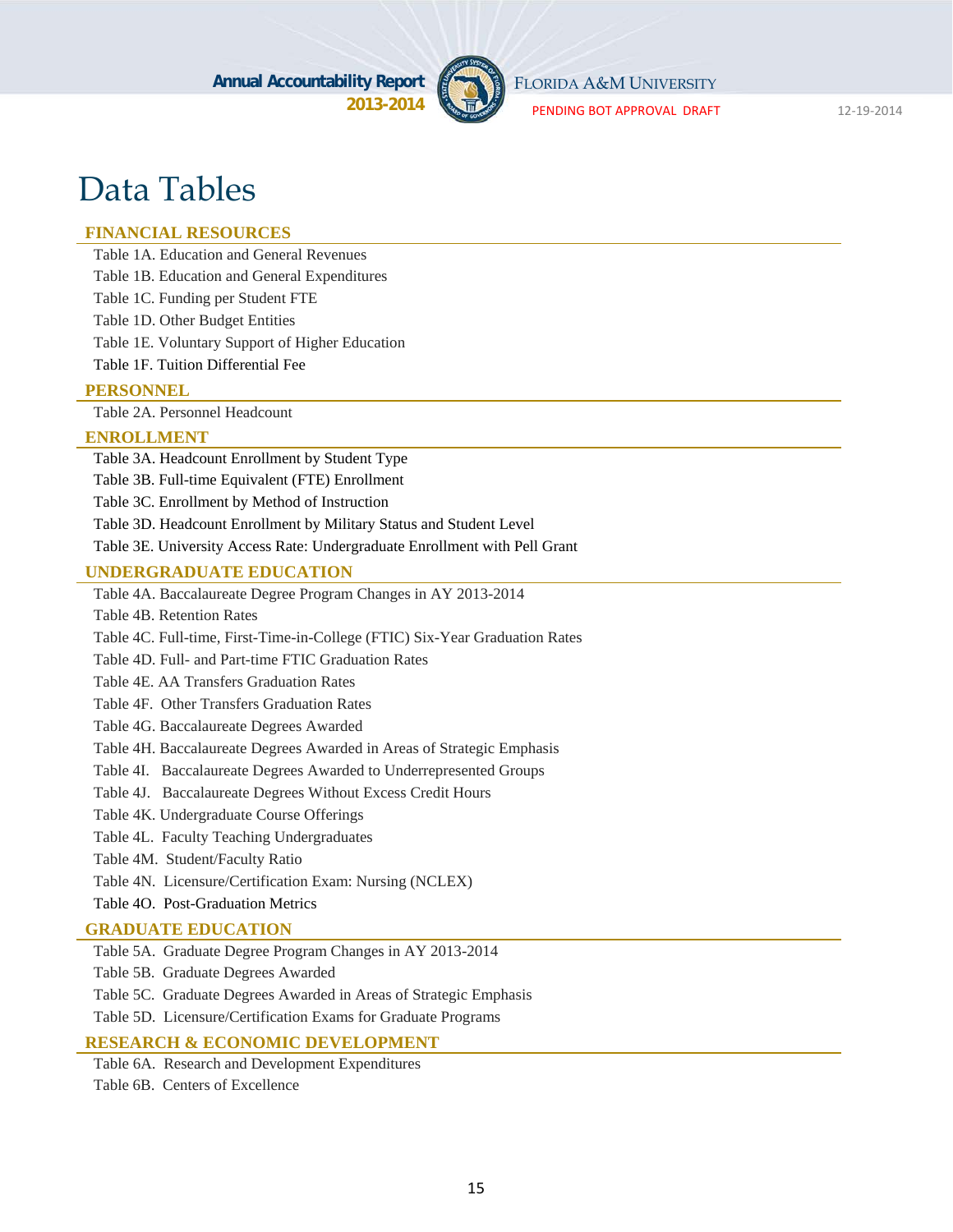# Data Tables

## FINANCIAL RESOURCES

Table 1A. Education and General Revenues

Table 1B. Education and General Expenditures

Table 1C. Funding per Student FTE

Table 1D. Other Budget Entities

Table 1E. Voluntary Support of Higher Education

Table 1F. Tuition Differential Fee

## PERSONNEL

Table 2A. Personnel Headcount

## ENROLLMENT

Table 3A. Headcount Enrollment by Student Type

Table 3B. Full-time Equivalent (FTE) Enrollment

Table 3C. Enrollment by Method of Instruction

Table 3D. Headcount Enrollment by Military Status and Student Level

Table 3E. University Access Rate: Undergraduate Enrollment with Pell Grant

## UNDERGRADUATE EDUCATION

Table 4A. Baccalaureate Degree Program Changes in AY 2013-2014

Table 4B. Retention Rates

Table 4C. Full-time, First-Time-in-College (FTIC) Six-Year Graduation Rates

Table 4D. Full- and Part-time FTIC Graduation Rates

Table 4E. AA Transfers Graduation Rates

Table 4F. Other Transfers Graduation Rates

Table 4G. Baccalaureate Degrees Awarded

Table 4H. Baccalaureate Degrees Awarded in Areas of Strategic Emphasis

Table 4I. Baccalaureate Degrees Awarded to Underrepresented Groups

Table 4J. Baccalaureate Degrees Without Excess Credit Hours

Table 4K. Undergraduate Course Offerings

Table 4L. Faculty Teaching Undergraduates

Table 4M. Student/Faculty Ratio

Table 4N. Licensure/Certification Exam: Nursing (NCLEX)

Table 4O. Post-Graduation Metrics

## GRADUATE EDUCATION

Table 5A. Graduate Degree Program Changes in AY 2013-2014

Table 5B. Graduate Degrees Awarded

Table 5C. Graduate Degrees Awarded in Areas of Strategic Emphasis

Table 5D. Licensure/Certification Exams for Graduate Programs

## RESEARCH & ECONOMIC DEVELOPMENT

Table 6A. Research and Development Expenditures

Table 6B. Centers of Excellence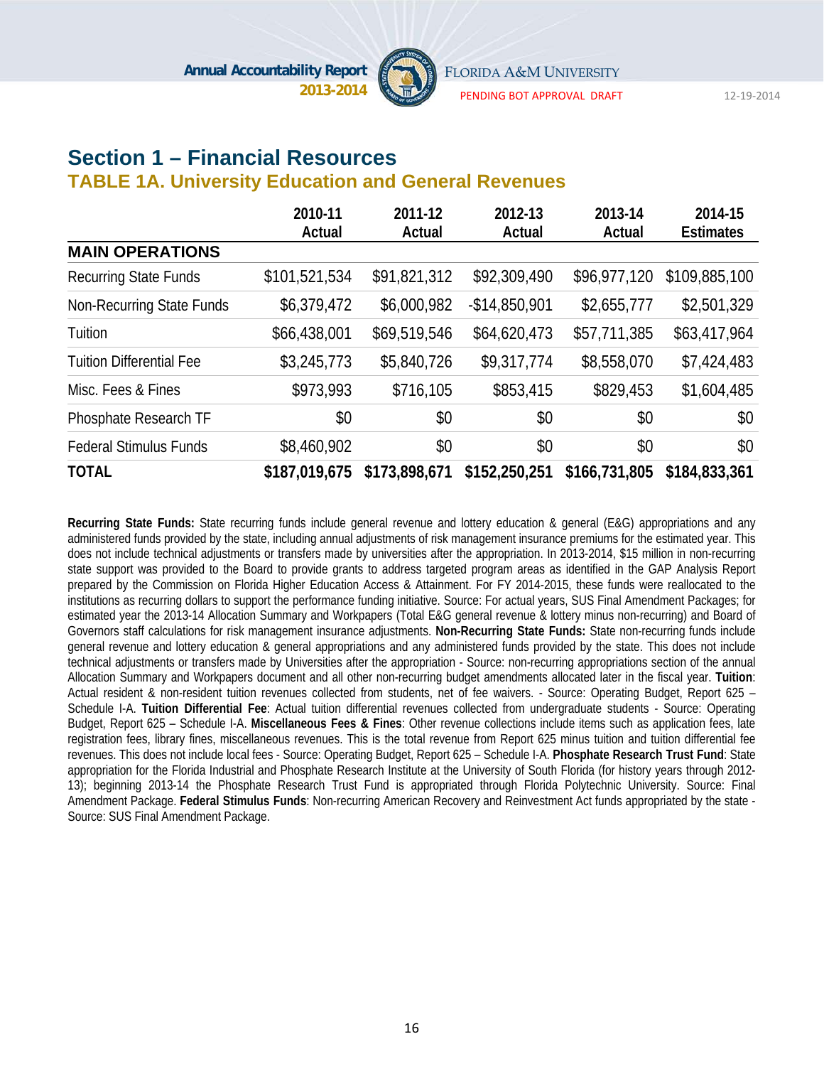# Section 1 – Financial Resources

## TABLE 1A. University Education and General Revenues

| | 2010-11 Actual | 2011-12 Actual | 2012-13 Actual | 2013-14 Actual | 2014-15 Estimates |
|---|---|---|---|---|---|
| **MAIN OPERATIONS** | | | | | |
| Recurring State Funds | $101,521,534 | $91,821,312 | $92,309,490 | $96,977,120 | $109,885,100 |
| Non-Recurring State Funds | $6,379,472 | $6,000,982 | -$14,850,901 | $2,655,777 | $2,501,329 |
| Tuition | $66,438,001 | $69,519,546 | $64,620,473 | $57,711,385 | $63,417,964 |
| Tuition Differential Fee | $3,245,773 | $5,840,726 | $9,317,774 | $8,558,070 | $7,424,483 |
| Misc. Fees & Fines | $973,993 | $716,105 | $853,415 | $829,453 | $1,604,485 |
| Phosphate Research TF | $0 | $0 | $0 | $0 | $0 |
| Federal Stimulus Funds | $8,460,902 | $0 | $0 | $0 | $0 |
| **TOTAL** | **$187,019,675** | **$173,898,671** | **$152,250,251** | **$166,731,805** | **$184,833,361** |

**Recurring State Funds:** State recurring funds include general revenue and lottery education & general (E&G) appropriations and any administered funds provided by the state, including annual adjustments of risk management insurance premiums for the estimated year. This does not include technical adjustments or transfers made by universities after the appropriation. In 2013-2014, $15 million in non-recurring state support was provided to the Board to provide grants to address targeted program areas as identified in the GAP Analysis Report prepared by the Commission on Florida Higher Education Access & Attainment. For FY 2014-2015, these funds were reallocated to the institutions as recurring dollars to support the performance funding initiative. Source: For actual years, SUS Final Amendment Packages; for estimated year the 2013-14 Allocation Summary and Workpapers (Total E&G general revenue & lottery minus non-recurring) and Board of Governors staff calculations for risk management insurance adjustments. **Non-Recurring State Funds:** State non-recurring funds include general revenue and lottery education & general appropriations and any administered funds provided by the state. This does not include technical adjustments or transfers made by Universities after the appropriation - Source: non-recurring appropriations section of the annual Allocation Summary and Workpapers document and all other non-recurring budget amendments allocated later in the fiscal year. **Tuition**: Actual resident & non-resident tuition revenues collected from students, net of fee waivers. - Source: Operating Budget, Report 625 – Schedule I-A. **Tuition Differential Fee**: Actual tuition differential revenues collected from undergraduate students - Source: Operating Budget, Report 625 – Schedule I-A. **Miscellaneous Fees & Fines**: Other revenue collections include items such as application fees, late registration fees, library fines, miscellaneous revenues. This is the total revenue from Report 625 minus tuition and tuition differential fee revenues. This does not include local fees - Source: Operating Budget, Report 625 – Schedule I-A. **Phosphate Research Trust Fund**: State appropriation for the Florida Industrial and Phosphate Research Institute at the University of South Florida (for history years through 2012-13); beginning 2013-14 the Phosphate Research Trust Fund is appropriated through Florida Polytechnic University. Source: Final Amendment Package. **Federal Stimulus Funds**: Non-recurring American Recovery and Reinvestment Act funds appropriated by the state - Source: SUS Final Amendment Package.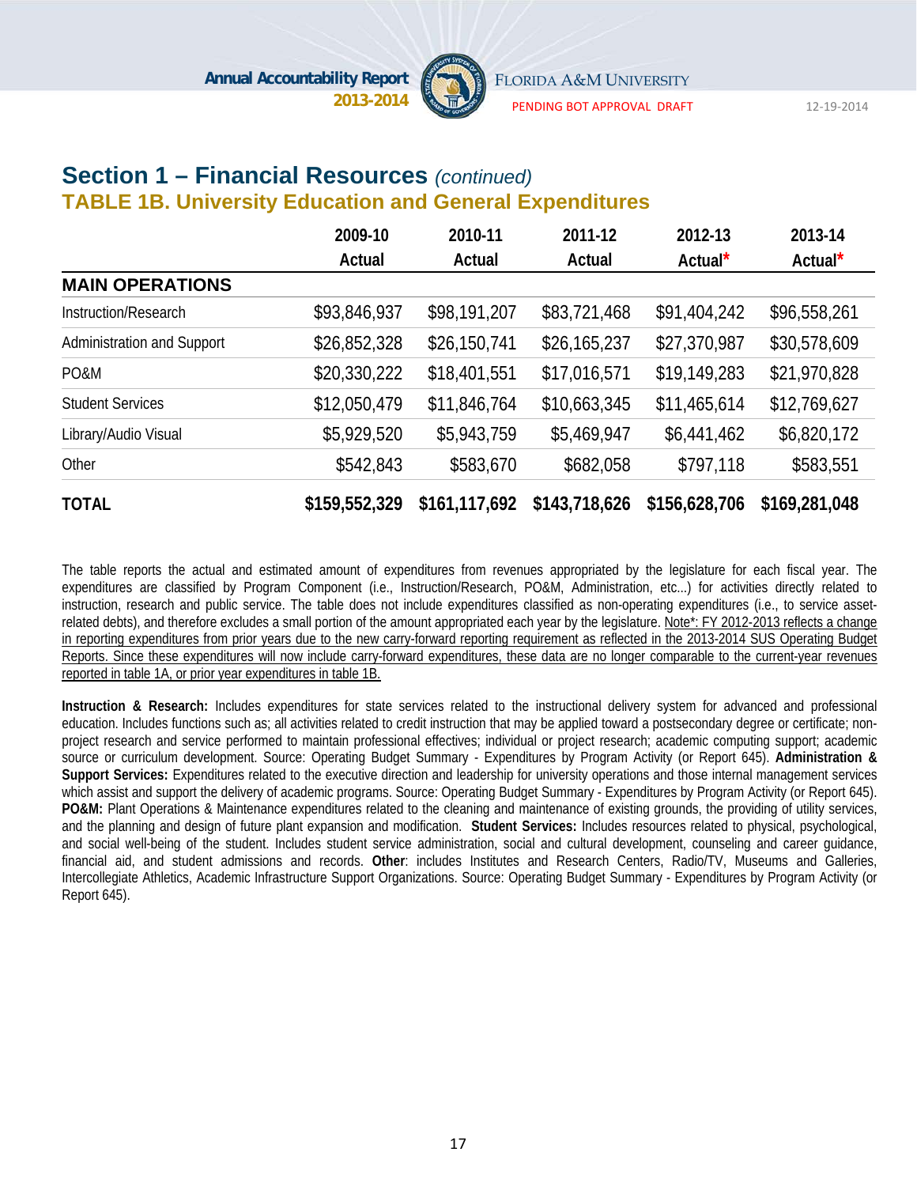## Section 1 – Financial Resources *(continued)*

### TABLE 1B. University Education and General Expenditures

| | 2009-10 Actual | 2010-11 Actual | 2011-12 Actual | 2012-13 Actual* | 2013-14 Actual* |
|---|---|---|---|---|---|
| **MAIN OPERATIONS** | | | | | |
| Instruction/Research | $93,846,937 | $98,191,207 | $83,721,468 | $91,404,242 | $96,558,261 |
| Administration and Support | $26,852,328 | $26,150,741 | $26,165,237 | $27,370,987 | $30,578,609 |
| PO&M | $20,330,222 | $18,401,551 | $17,016,571 | $19,149,283 | $21,970,828 |
| Student Services | $12,050,479 | $11,846,764 | $10,663,345 | $11,465,614 | $12,769,627 |
| Library/Audio Visual | $5,929,520 | $5,943,759 | $5,469,947 | $6,441,462 | $6,820,172 |
| Other | $542,843 | $583,670 | $682,058 | $797,118 | $583,551 |
| **TOTAL** | **$159,552,329** | **$161,117,692** | **$143,718,626** | **$156,628,706** | **$169,281,048** |

The table reports the actual and estimated amount of expenditures from revenues appropriated by the legislature for each fiscal year. The expenditures are classified by Program Component (i.e., Instruction/Research, PO&M, Administration, etc...) for activities directly related to instruction, research and public service. The table does not include expenditures classified as non-operating expenditures (i.e., to service asset-related debts), and therefore excludes a small portion of the amount appropriated each year by the legislature. Note*: FY 2012-2013 reflects a change in reporting expenditures from prior years due to the new carry-forward reporting requirement as reflected in the 2013-2014 SUS Operating Budget Reports. Since these expenditures will now include carry-forward expenditures, these data are no longer comparable to the current-year revenues reported in table 1A, or prior year expenditures in table 1B.

**Instruction & Research:** Includes expenditures for state services related to the instructional delivery system for advanced and professional education. Includes functions such as; all activities related to credit instruction that may be applied toward a postsecondary degree or certificate; non-project research and service performed to maintain professional effectives; individual or project research; academic computing support; academic source or curriculum development. Source: Operating Budget Summary - Expenditures by Program Activity (or Report 645). **Administration & Support Services:** Expenditures related to the executive direction and leadership for university operations and those internal management services which assist and support the delivery of academic programs. Source: Operating Budget Summary - Expenditures by Program Activity (or Report 645). **PO&M:** Plant Operations & Maintenance expenditures related to the cleaning and maintenance of existing grounds, the providing of utility services, and the planning and design of future plant expansion and modification. **Student Services:** Includes resources related to physical, psychological, and social well-being of the student. Includes student service administration, social and cultural development, counseling and career guidance, financial aid, and student admissions and records. **Other**: includes Institutes and Research Centers, Radio/TV, Museums and Galleries, Intercollegiate Athletics, Academic Infrastructure Support Organizations. Source: Operating Budget Summary - Expenditures by Program Activity (or Report 645).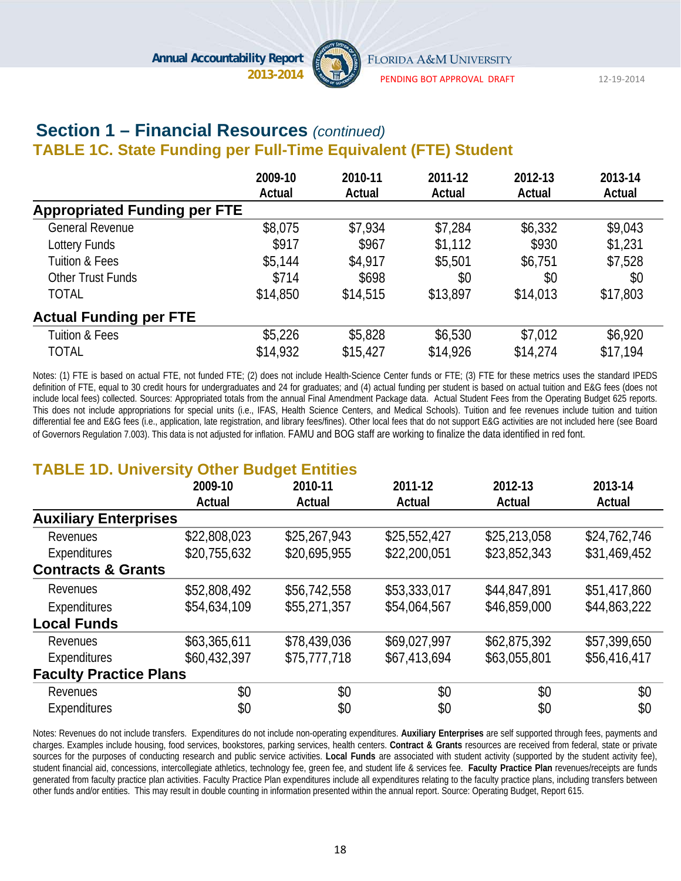## Section 1 – Financial Resources *(continued)*

### TABLE 1C. State Funding per Full-Time Equivalent (FTE) Student

| | 2009-10 Actual | 2010-11 Actual | 2011-12 Actual | 2012-13 Actual | 2013-14 Actual |
|---|---|---|---|---|---|
| **Appropriated Funding per FTE** | | | | | |
| General Revenue | $8,075 | $7,934 | $7,284 | $6,332 | $9,043 |
| Lottery Funds | $917 | $967 | $1,112 | $930 | $1,231 |
| Tuition & Fees | $5,144 | $4,917 | $5,501 | $6,751 | $7,528 |
| Other Trust Funds | $714 | $698 | $0 | $0 | $0 |
| TOTAL | $14,850 | $14,515 | $13,897 | $14,013 | $17,803 |
| **Actual Funding per FTE** | | | | | |
| Tuition & Fees | $5,226 | $5,828 | $6,530 | $7,012 | $6,920 |
| TOTAL | $14,932 | $15,427 | $14,926 | $14,274 | $17,194 |

Notes: (1) FTE is based on actual FTE, not funded FTE; (2) does not include Health-Science Center funds or FTE; (3) FTE for these metrics uses the standard IPEDS definition of FTE, equal to 30 credit hours for undergraduates and 24 for graduates; and (4) actual funding per student is based on actual tuition and E&G fees (does not include local fees) collected. Sources: Appropriated totals from the annual Final Amendment Package data. Actual Student Fees from the Operating Budget 625 reports. This does not include appropriations for special units (i.e., IFAS, Health Science Centers, and Medical Schools). Tuition and fee revenues include tuition and tuition differential fee and E&G fees (i.e., application, late registration, and library fees/fines). Other local fees that do not support E&G activities are not included here (see Board of Governors Regulation 7.003). This data is not adjusted for inflation. FAMU and BOG staff are working to finalize the data identified in red font.

### TABLE 1D. University Other Budget Entities

| | 2009-10 Actual | 2010-11 Actual | 2011-12 Actual | 2012-13 Actual | 2013-14 Actual |
|---|---|---|---|---|---|
| **Auxiliary Enterprises** | | | | | |
| Revenues | $22,808,023 | $25,267,943 | $25,552,427 | $25,213,058 | $24,762,746 |
| Expenditures | $20,755,632 | $20,695,955 | $22,200,051 | $23,852,343 | $31,469,452 |
| **Contracts & Grants** | | | | | |
| Revenues | $52,808,492 | $56,742,558 | $53,333,017 | $44,847,891 | $51,417,860 |
| Expenditures | $54,634,109 | $55,271,357 | $54,064,567 | $46,859,000 | $44,863,222 |
| **Local Funds** | | | | | |
| Revenues | $63,365,611 | $78,439,036 | $69,027,997 | $62,875,392 | $57,399,650 |
| Expenditures | $60,432,397 | $75,777,718 | $67,413,694 | $63,055,801 | $56,416,417 |
| **Faculty Practice Plans** | | | | | |
| Revenues | $0 | $0 | $0 | $0 | $0 |
| Expenditures | $0 | $0 | $0 | $0 | $0 |

Notes: Revenues do not include transfers. Expenditures do not include non-operating expenditures. **Auxiliary Enterprises** are self supported through fees, payments and charges. Examples include housing, food services, bookstores, parking services, health centers. **Contract & Grants** resources are received from federal, state or private sources for the purposes of conducting research and public service activities. **Local Funds** are associated with student activity (supported by the student activity fee), student financial aid, concessions, intercollegiate athletics, technology fee, green fee, and student life & services fee. **Faculty Practice Plan** revenues/receipts are funds generated from faculty practice plan activities. Faculty Practice Plan expenditures include all expenditures relating to the faculty practice plans, including transfers between other funds and/or entities. This may result in double counting in information presented within the annual report. Source: Operating Budget, Report 615.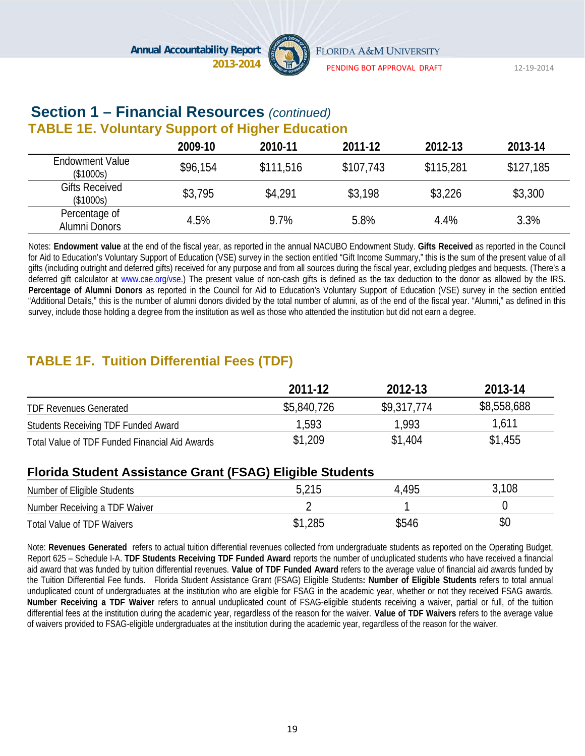## Section 1 – Financial Resources *(continued)*

### TABLE 1E. Voluntary Support of Higher Education

| | 2009-10 | 2010-11 | 2011-12 | 2012-13 | 2013-14 |
|---|---|---|---|---|---|
| Endowment Value ($1000s) | $96,154 | $111,516 | $107,743 | $115,281 | $127,185 |
| Gifts Received ($1000s) | $3,795 | $4,291 | $3,198 | $3,226 | $3,300 |
| Percentage of Alumni Donors | 4.5% | 9.7% | 5.8% | 4.4% | 3.3% |

Notes: **Endowment value** at the end of the fiscal year, as reported in the annual NACUBO Endowment Study. **Gifts Received** as reported in the Council for Aid to Education's Voluntary Support of Education (VSE) survey in the section entitled "Gift Income Summary," this is the sum of the present value of all gifts (including outright and deferred gifts) received for any purpose and from all sources during the fiscal year, excluding pledges and bequests. (There's a deferred gift calculator at www.cae.org/vse.) The present value of non-cash gifts is defined as the tax deduction to the donor as allowed by the IRS. **Percentage of Alumni Donors** as reported in the Council for Aid to Education's Voluntary Support of Education (VSE) survey in the section entitled "Additional Details," this is the number of alumni donors divided by the total number of alumni, as of the end of the fiscal year. "Alumni," as defined in this survey, include those holding a degree from the institution as well as those who attended the institution but did not earn a degree.

### TABLE 1F. Tuition Differential Fees (TDF)

| | 2011-12 | 2012-13 | 2013-14 |
|---|---|---|---|
| TDF Revenues Generated | $5,840,726 | $9,317,774 | $8,558,688 |
| Students Receiving TDF Funded Award | 1,593 | 1,993 | 1,611 |
| Total Value of TDF Funded Financial Aid Awards | $1,209 | $1,404 | $1,455 |
| **Florida Student Assistance Grant (FSAG) Eligible Students** | | | |
| Number of Eligible Students | 5,215 | 4,495 | 3,108 |
| Number Receiving a TDF Waiver | 2 | 1 | 0 |
| Total Value of TDF Waivers | $1,285 | $546 | $0 |

Note: **Revenues Generated** refers to actual tuition differential revenues collected from undergraduate students as reported on the Operating Budget, Report 625 – Schedule I-A. **TDF Students Receiving TDF Funded Award** reports the number of unduplicated students who have received a financial aid award that was funded by tuition differential revenues. **Value of TDF Funded Award** refers to the average value of financial aid awards funded by the Tuition Differential Fee funds. Florida Student Assistance Grant (FSAG) Eligible Students**: Number of Eligible Students** refers to total annual unduplicated count of undergraduates at the institution who are eligible for FSAG in the academic year, whether or not they received FSAG awards. **Number Receiving a TDF Waiver** refers to annual unduplicated count of FSAG-eligible students receiving a waiver, partial or full, of the tuition differential fees at the institution during the academic year, regardless of the reason for the waiver. **Value of TDF Waivers** refers to the average value of waivers provided to FSAG-eligible undergraduates at the institution during the academic year, regardless of the reason for the waiver.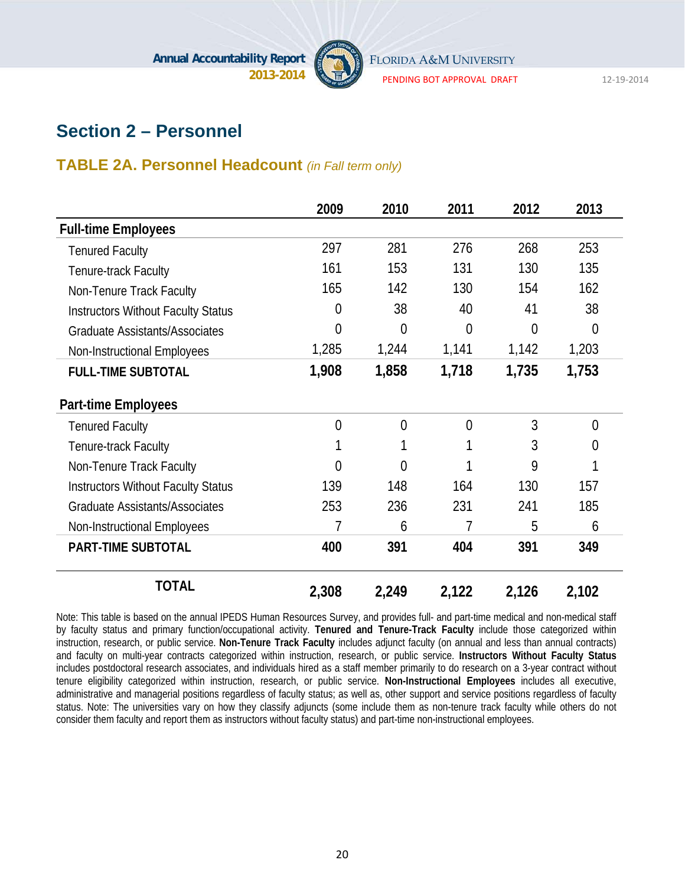## Section 2 – Personnel

### TABLE 2A. Personnel Headcount *(in Fall term only)*

| | 2009 | 2010 | 2011 | 2012 | 2013 |
|---|---|---|---|---|---|
| **Full-time Employees** | | | | | |
| Tenured Faculty | 297 | 281 | 276 | 268 | 253 |
| Tenure-track Faculty | 161 | 153 | 131 | 130 | 135 |
| Non-Tenure Track Faculty | 165 | 142 | 130 | 154 | 162 |
| Instructors Without Faculty Status | 0 | 38 | 40 | 41 | 38 |
| Graduate Assistants/Associates | 0 | 0 | 0 | 0 | 0 |
| Non-Instructional Employees | 1,285 | 1,244 | 1,141 | 1,142 | 1,203 |
| **FULL-TIME SUBTOTAL** | **1,908** | **1,858** | **1,718** | **1,735** | **1,753** |
| **Part-time Employees** | | | | | |
| Tenured Faculty | 0 | 0 | 0 | 3 | 0 |
| Tenure-track Faculty | 1 | 1 | 1 | 3 | 0 |
| Non-Tenure Track Faculty | 0 | 0 | 1 | 9 | 1 |
| Instructors Without Faculty Status | 139 | 148 | 164 | 130 | 157 |
| Graduate Assistants/Associates | 253 | 236 | 231 | 241 | 185 |
| Non-Instructional Employees | 7 | 6 | 7 | 5 | 6 |
| **PART-TIME SUBTOTAL** | **400** | **391** | **404** | **391** | **349** |
| **TOTAL** | **2,308** | **2,249** | **2,122** | **2,126** | **2,102** |

Note: This table is based on the annual IPEDS Human Resources Survey, and provides full- and part-time medical and non-medical staff by faculty status and primary function/occupational activity. **Tenured and Tenure-Track Faculty** include those categorized within instruction, research, or public service. **Non-Tenure Track Faculty** includes adjunct faculty (on annual and less than annual contracts) and faculty on multi-year contracts categorized within instruction, research, or public service. **Instructors Without Faculty Status** includes postdoctoral research associates, and individuals hired as a staff member primarily to do research on a 3-year contract without tenure eligibility categorized within instruction, research, or public service. **Non-Instructional Employees** includes all executive, administrative and managerial positions regardless of faculty status; as well as, other support and service positions regardless of faculty status. Note: The universities vary on how they classify adjuncts (some include them as non-tenure track faculty while others do not consider them faculty and report them as instructors without faculty status) and part-time non-instructional employees.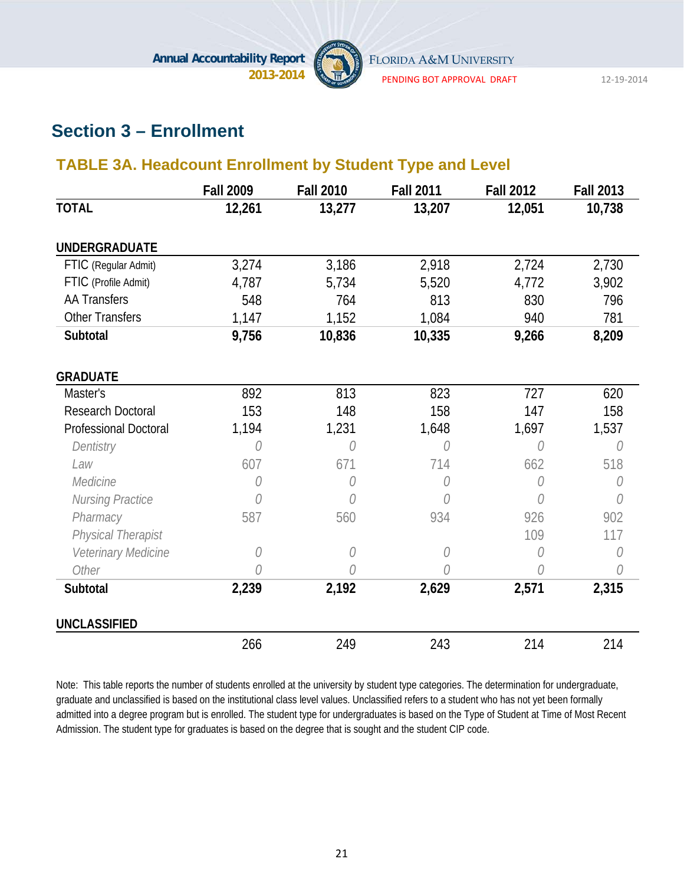## Section 3 – Enrollment

### TABLE 3A. Headcount Enrollment by Student Type and Level

| | Fall 2009 | Fall 2010 | Fall 2011 | Fall 2012 | Fall 2013 |
|---|---|---|---|---|---|
| **TOTAL** | **12,261** | **13,277** | **13,207** | **12,051** | **10,738** |
| **UNDERGRADUATE** | | | | | |
| FTIC (Regular Admit) | 3,274 | 3,186 | 2,918 | 2,724 | 2,730 |
| FTIC (Profile Admit) | 4,787 | 5,734 | 5,520 | 4,772 | 3,902 |
| AA Transfers | 548 | 764 | 813 | 830 | 796 |
| Other Transfers | 1,147 | 1,152 | 1,084 | 940 | 781 |
| **Subtotal** | **9,756** | **10,836** | **10,335** | **9,266** | **8,209** |
| **GRADUATE** | | | | | |
| Master's | 892 | 813 | 823 | 727 | 620 |
| Research Doctoral | 153 | 148 | 158 | 147 | 158 |
| Professional Doctoral | 1,194 | 1,231 | 1,648 | 1,697 | 1,537 |
| *Dentistry* | *0* | *0* | *0* | *0* | *0* |
| *Law* | 607 | 671 | 714 | 662 | 518 |
| *Medicine* | *0* | *0* | *0* | *0* | *0* |
| *Nursing Practice* | *0* | *0* | *0* | *0* | *0* |
| *Pharmacy* | 587 | 560 | 934 | 926 | 902 |
| *Physical Therapist* | | | | 109 | 117 |
| *Veterinary Medicine* | *0* | *0* | *0* | *0* | *0* |
| *Other* | *0* | *0* | *0* | *0* | *0* |
| **Subtotal** | **2,239** | **2,192** | **2,629** | **2,571** | **2,315** |
| **UNCLASSIFIED** | | | | | |
| | 266 | 249 | 243 | 214 | 214 |

Note: This table reports the number of students enrolled at the university by student type categories. The determination for undergraduate, graduate and unclassified is based on the institutional class level values. Unclassified refers to a student who has not yet been formally admitted into a degree program but is enrolled. The student type for undergraduates is based on the Type of Student at Time of Most Recent Admission. The student type for graduates is based on the degree that is sought and the student CIP code.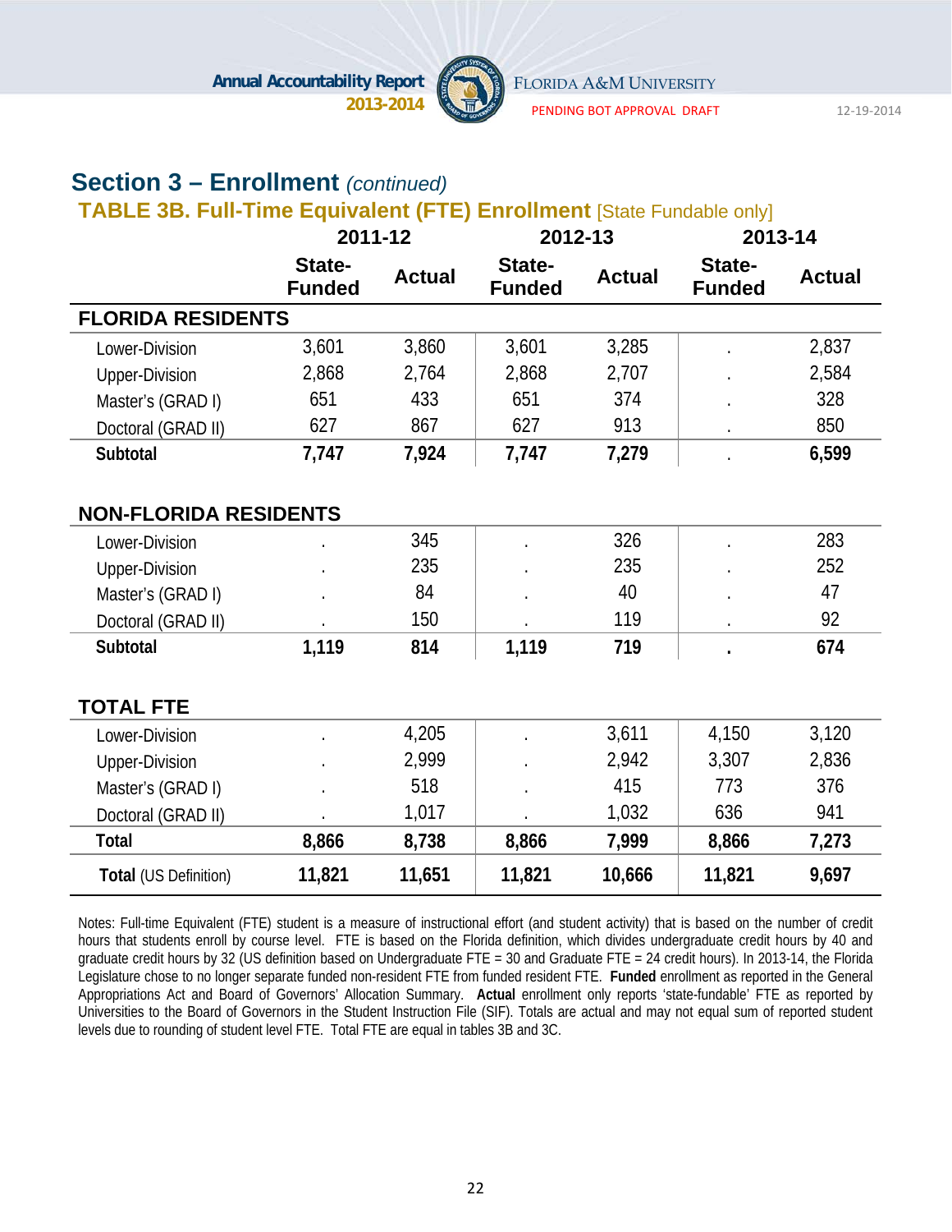## Section 3 – Enrollment *(continued)*

### TABLE 3B. Full-Time Equivalent (FTE) Enrollment [State Fundable only]

| | 2011-12 | | 2012-13 | | 2013-14 | |
|---|---|---|---|---|---|---|
| | State-Funded | Actual | State-Funded | Actual | State-Funded | Actual |
| **FLORIDA RESIDENTS** | | | | | | |
| Lower-Division | 3,601 | 3,860 | 3,601 | 3,285 | . | 2,837 |
| Upper-Division | 2,868 | 2,764 | 2,868 | 2,707 | . | 2,584 |
| Master's (GRAD I) | 651 | 433 | 651 | 374 | . | 328 |
| Doctoral (GRAD II) | 627 | 867 | 627 | 913 | . | 850 |
| **Subtotal** | **7,747** | **7,924** | **7,747** | **7,279** | . | **6,599** |
| **NON-FLORIDA RESIDENTS** | | | | | | |
| Lower-Division | . | 345 | . | 326 | . | 283 |
| Upper-Division | . | 235 | . | 235 | . | 252 |
| Master's (GRAD I) | . | 84 | . | 40 | . | 47 |
| Doctoral (GRAD II) | . | 150 | . | 119 | . | 92 |
| **Subtotal** | **1,119** | **814** | **1,119** | **719** | **.** | **674** |
| **TOTAL FTE** | | | | | | |
| Lower-Division | . | 4,205 | . | 3,611 | 4,150 | 3,120 |
| Upper-Division | . | 2,999 | . | 2,942 | 3,307 | 2,836 |
| Master's (GRAD I) | . | 518 | . | 415 | 773 | 376 |
| Doctoral (GRAD II) | . | 1,017 | . | 1,032 | 636 | 941 |
| **Total** | **8,866** | **8,738** | **8,866** | **7,999** | **8,866** | **7,273** |
| **Total** (US Definition) | **11,821** | **11,651** | **11,821** | **10,666** | **11,821** | **9,697** |

Notes: Full-time Equivalent (FTE) student is a measure of instructional effort (and student activity) that is based on the number of credit hours that students enroll by course level. FTE is based on the Florida definition, which divides undergraduate credit hours by 40 and graduate credit hours by 32 (US definition based on Undergraduate FTE = 30 and Graduate FTE = 24 credit hours). In 2013-14, the Florida Legislature chose to no longer separate funded non-resident FTE from funded resident FTE. **Funded** enrollment as reported in the General Appropriations Act and Board of Governors' Allocation Summary. **Actual** enrollment only reports 'state-fundable' FTE as reported by Universities to the Board of Governors in the Student Instruction File (SIF). Totals are actual and may not equal sum of reported student levels due to rounding of student level FTE. Total FTE are equal in tables 3B and 3C.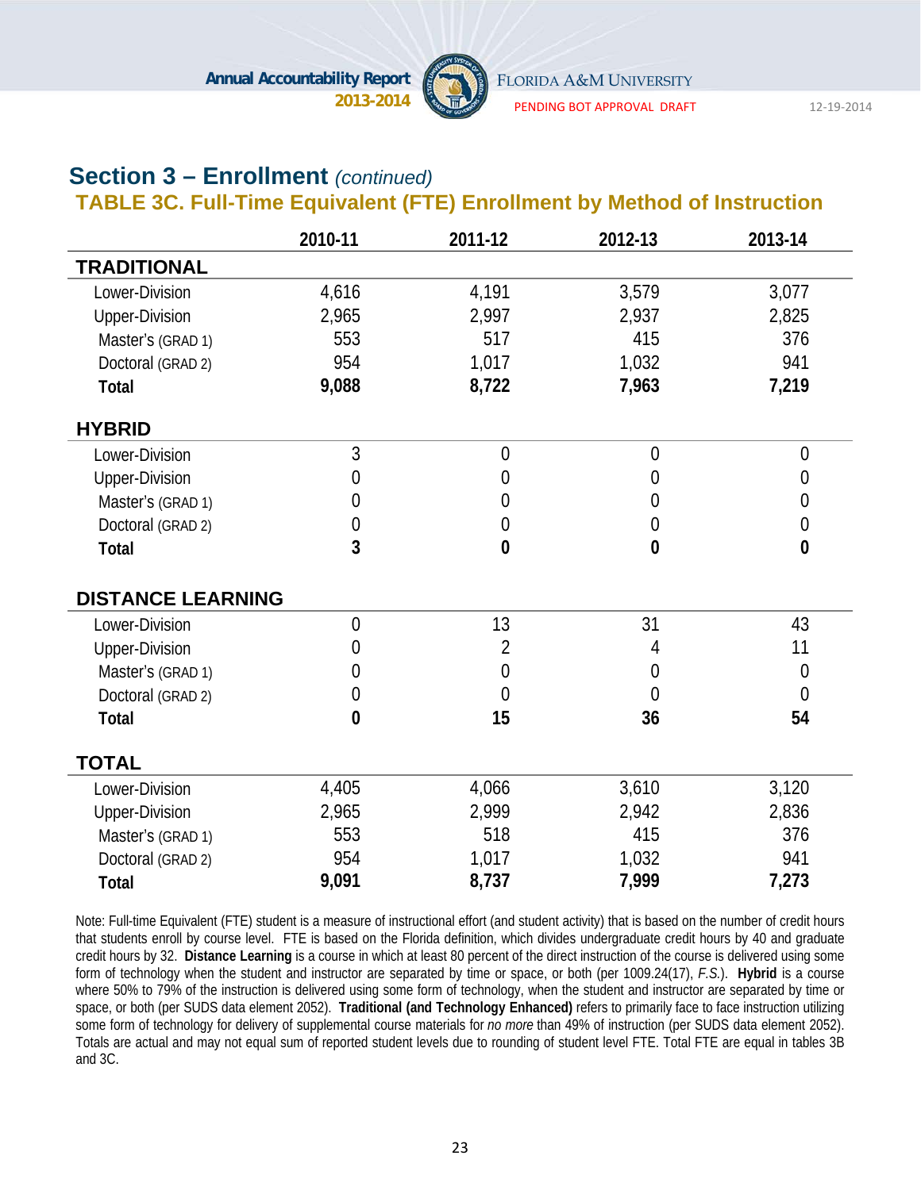## Section 3 – Enrollment *(continued)*

### TABLE 3C. Full-Time Equivalent (FTE) Enrollment by Method of Instruction

| | 2010-11 | 2011-12 | 2012-13 | 2013-14 |
|---|---|---|---|---|
| **TRADITIONAL** | | | | |
| Lower-Division | 4,616 | 4,191 | 3,579 | 3,077 |
| Upper-Division | 2,965 | 2,997 | 2,937 | 2,825 |
| Master's (GRAD 1) | 553 | 517 | 415 | 376 |
| Doctoral (GRAD 2) | 954 | 1,017 | 1,032 | 941 |
| **Total** | **9,088** | **8,722** | **7,963** | **7,219** |
| **HYBRID** | | | | |
| Lower-Division | 3 | 0 | 0 | 0 |
| Upper-Division | 0 | 0 | 0 | 0 |
| Master's (GRAD 1) | 0 | 0 | 0 | 0 |
| Doctoral (GRAD 2) | 0 | 0 | 0 | 0 |
| **Total** | **3** | **0** | **0** | **0** |
| **DISTANCE LEARNING** | | | | |
| Lower-Division | 0 | 13 | 31 | 43 |
| Upper-Division | 0 | 2 | 4 | 11 |
| Master's (GRAD 1) | 0 | 0 | 0 | 0 |
| Doctoral (GRAD 2) | 0 | 0 | 0 | 0 |
| **Total** | **0** | **15** | **36** | **54** |
| **TOTAL** | | | | |
| Lower-Division | 4,405 | 4,066 | 3,610 | 3,120 |
| Upper-Division | 2,965 | 2,999 | 2,942 | 2,836 |
| Master's (GRAD 1) | 553 | 518 | 415 | 376 |
| Doctoral (GRAD 2) | 954 | 1,017 | 1,032 | 941 |
| **Total** | **9,091** | **8,737** | **7,999** | **7,273** |

Note: Full-time Equivalent (FTE) student is a measure of instructional effort (and student activity) that is based on the number of credit hours that students enroll by course level. FTE is based on the Florida definition, which divides undergraduate credit hours by 40 and graduate credit hours by 32. **Distance Learning** is a course in which at least 80 percent of the direct instruction of the course is delivered using some form of technology when the student and instructor are separated by time or space, or both (per 1009.24(17), *F.S.*). **Hybrid** is a course where 50% to 79% of the instruction is delivered using some form of technology, when the student and instructor are separated by time or space, or both (per SUDS data element 2052). **Traditional (and Technology Enhanced)** refers to primarily face to face instruction utilizing some form of technology for delivery of supplemental course materials for *no more* than 49% of instruction (per SUDS data element 2052). Totals are actual and may not equal sum of reported student levels due to rounding of student level FTE. Total FTE are equal in tables 3B and 3C.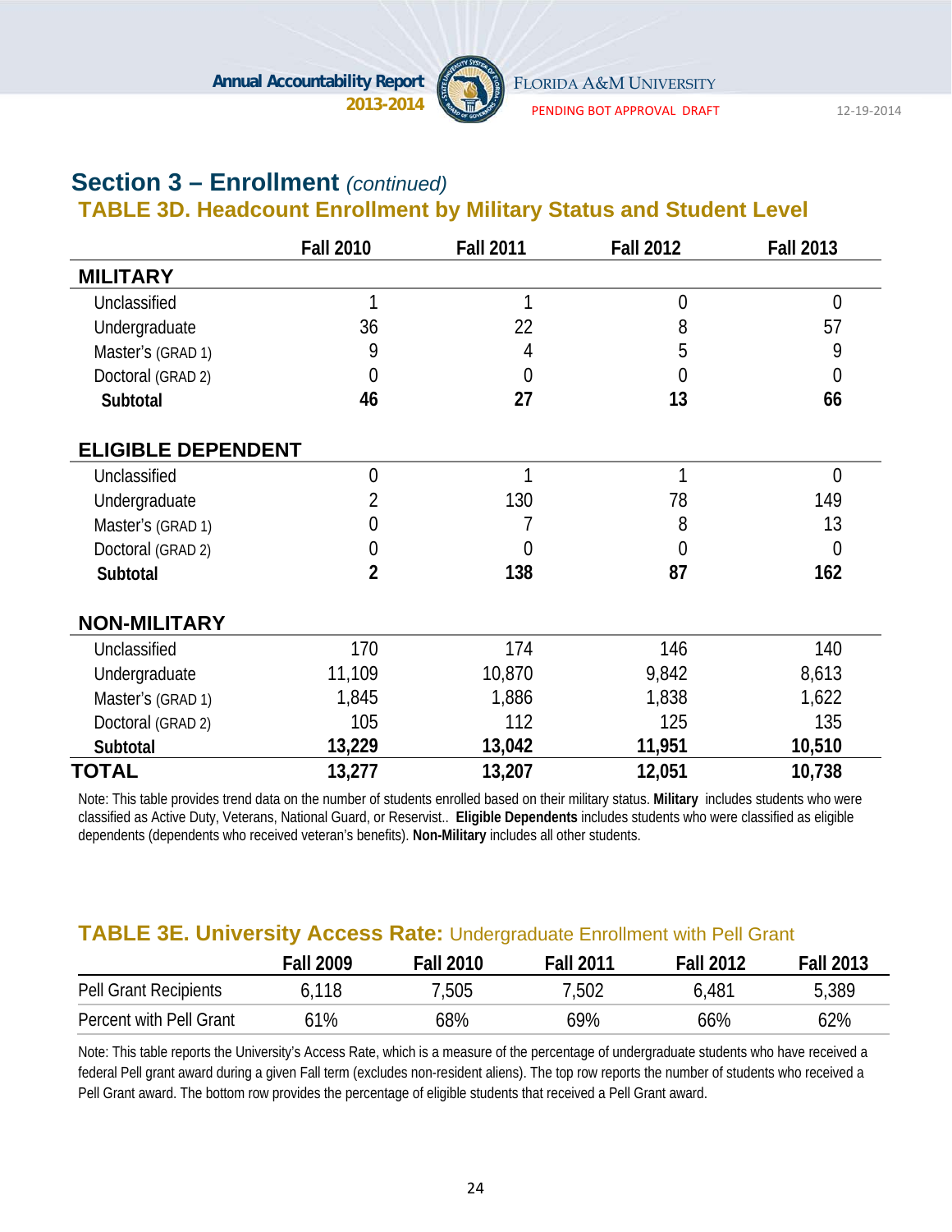## Section 3 – Enrollment *(continued)*

### TABLE 3D. Headcount Enrollment by Military Status and Student Level

| | Fall 2010 | Fall 2011 | Fall 2012 | Fall 2013 |
|---|---|---|---|---|
| **MILITARY** | | | | |
| Unclassified | 1 | 1 | 0 | 0 |
| Undergraduate | 36 | 22 | 8 | 57 |
| Master's (GRAD 1) | 9 | 4 | 5 | 9 |
| Doctoral (GRAD 2) | 0 | 0 | 0 | 0 |
| **Subtotal** | **46** | **27** | **13** | **66** |
| **ELIGIBLE DEPENDENT** | | | | |
| Unclassified | 0 | 1 | 1 | 0 |
| Undergraduate | 2 | 130 | 78 | 149 |
| Master's (GRAD 1) | 0 | 7 | 8 | 13 |
| Doctoral (GRAD 2) | 0 | 0 | 0 | 0 |
| **Subtotal** | **2** | **138** | **87** | **162** |
| **NON-MILITARY** | | | | |
| Unclassified | 170 | 174 | 146 | 140 |
| Undergraduate | 11,109 | 10,870 | 9,842 | 8,613 |
| Master's (GRAD 1) | 1,845 | 1,886 | 1,838 | 1,622 |
| Doctoral (GRAD 2) | 105 | 112 | 125 | 135 |
| **Subtotal** | **13,229** | **13,042** | **11,951** | **10,510** |
| **TOTAL** | **13,277** | **13,207** | **12,051** | **10,738** |

Note: This table provides trend data on the number of students enrolled based on their military status. **Military** includes students who were classified as Active Duty, Veterans, National Guard, or Reservist.. **Eligible Dependents** includes students who were classified as eligible dependents (dependents who received veteran's benefits). **Non-Military** includes all other students.

### TABLE 3E. University Access Rate: Undergraduate Enrollment with Pell Grant

| | Fall 2009 | Fall 2010 | Fall 2011 | Fall 2012 | Fall 2013 |
|---|---|---|---|---|---|
| Pell Grant Recipients | 6,118 | 7,505 | 7,502 | 6,481 | 5,389 |
| Percent with Pell Grant | 61% | 68% | 69% | 66% | 62% |

Note: This table reports the University's Access Rate, which is a measure of the percentage of undergraduate students who have received a federal Pell grant award during a given Fall term (excludes non-resident aliens). The top row reports the number of students who received a Pell Grant award. The bottom row provides the percentage of eligible students that received a Pell Grant award.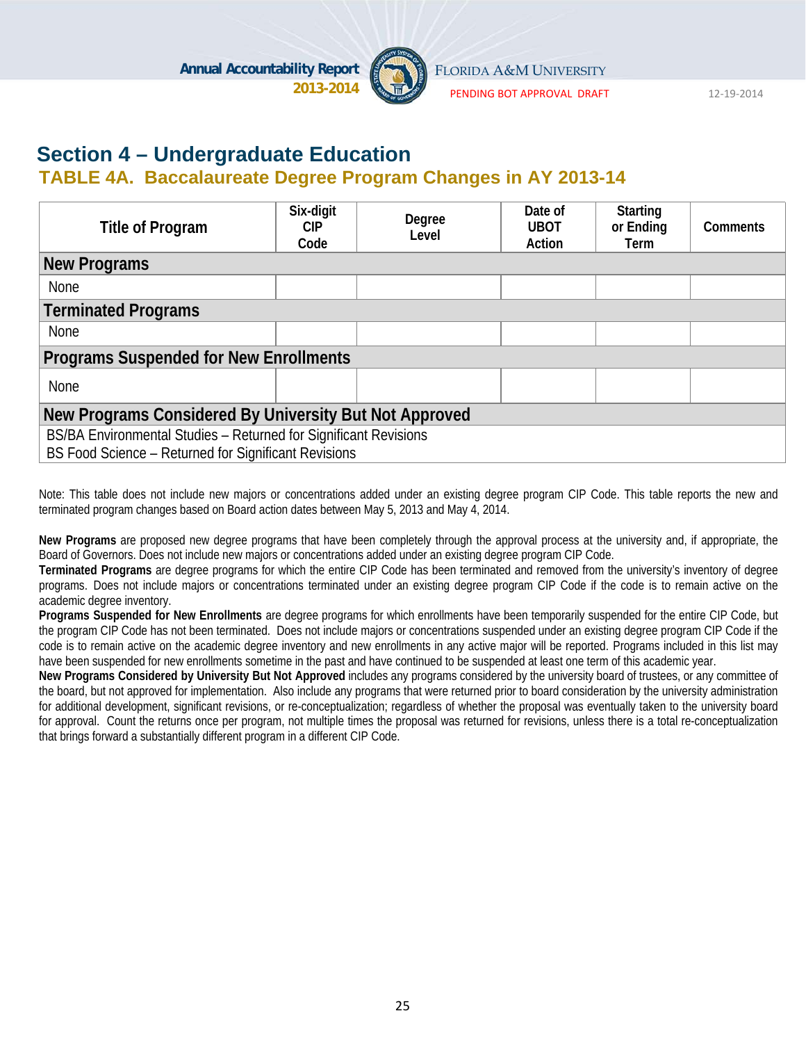## Section 4 – Undergraduate Education

### TABLE 4A. Baccalaureate Degree Program Changes in AY 2013-14

| Title of Program | Six-digit CIP Code | Degree Level | Date of UBOT Action | Starting or Ending Term | Comments |
|---|---|---|---|---|---|
| **New Programs** | | | | | |
| None | | | | | |
| **Terminated Programs** | | | | | |
| None | | | | | |
| **Programs Suspended for New Enrollments** | | | | | |
| None | | | | | |
| **New Programs Considered By University But Not Approved** | | | | | |
| BS/BA Environmental Studies – Returned for Significant Revisions | | | | | |
| BS Food Science – Returned for Significant Revisions | | | | | |

Note: This table does not include new majors or concentrations added under an existing degree program CIP Code. This table reports the new and terminated program changes based on Board action dates between May 5, 2013 and May 4, 2014.

**New Programs** are proposed new degree programs that have been completely through the approval process at the university and, if appropriate, the Board of Governors. Does not include new majors or concentrations added under an existing degree program CIP Code.
**Terminated Programs** are degree programs for which the entire CIP Code has been terminated and removed from the university's inventory of degree programs. Does not include majors or concentrations terminated under an existing degree program CIP Code if the code is to remain active on the academic degree inventory.
**Programs Suspended for New Enrollments** are degree programs for which enrollments have been temporarily suspended for the entire CIP Code, but the program CIP Code has not been terminated. Does not include majors or concentrations suspended under an existing degree program CIP Code if the code is to remain active on the academic degree inventory and new enrollments in any active major will be reported. Programs included in this list may have been suspended for new enrollments sometime in the past and have continued to be suspended at least one term of this academic year.
**New Programs Considered by University But Not Approved** includes any programs considered by the university board of trustees, or any committee of the board, but not approved for implementation. Also include any programs that were returned prior to board consideration by the university administration for additional development, significant revisions, or re-conceptualization; regardless of whether the proposal was eventually taken to the university board for approval. Count the returns once per program, not multiple times the proposal was returned for revisions, unless there is a total re-conceptualization that brings forward a substantially different program in a different CIP Code.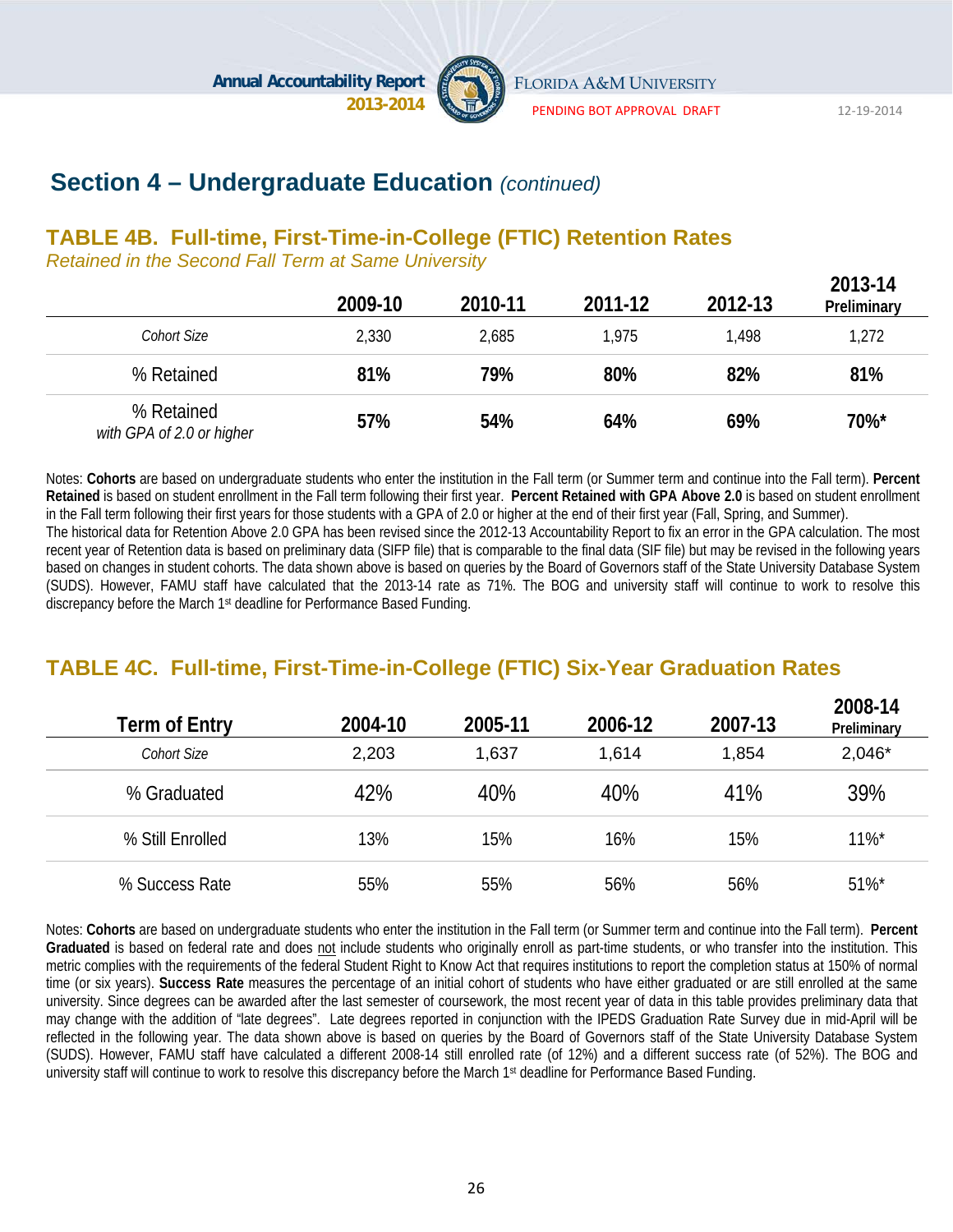## Section 4 – Undergraduate Education *(continued)*

### TABLE 4B. Full-time, First-Time-in-College (FTIC) Retention Rates

*Retained in the Second Fall Term at Same University*

| | 2009-10 | 2010-11 | 2011-12 | 2012-13 | 2013-14 Preliminary |
|---|---|---|---|---|---|
| *Cohort Size* | 2,330 | 2,685 | 1,975 | 1,498 | 1,272 |
| % Retained | **81%** | **79%** | **80%** | **82%** | **81%** |
| % Retained *with GPA of 2.0 or higher* | **57%** | **54%** | **64%** | **69%** | **70%*** |

Notes: **Cohorts** are based on undergraduate students who enter the institution in the Fall term (or Summer term and continue into the Fall term). **Percent Retained** is based on student enrollment in the Fall term following their first year. **Percent Retained with GPA Above 2.0** is based on student enrollment in the Fall term following their first years for those students with a GPA of 2.0 or higher at the end of their first year (Fall, Spring, and Summer).
The historical data for Retention Above 2.0 GPA has been revised since the 2012-13 Accountability Report to fix an error in the GPA calculation. The most recent year of Retention data is based on preliminary data (SIFP file) that is comparable to the final data (SIF file) but may be revised in the following years based on changes in student cohorts. The data shown above is based on queries by the Board of Governors staff of the State University Database System (SUDS). However, FAMU staff have calculated that the 2013-14 rate as 71%. The BOG and university staff will continue to work to resolve this discrepancy before the March 1st deadline for Performance Based Funding.

### TABLE 4C. Full-time, First-Time-in-College (FTIC) Six-Year Graduation Rates

| Term of Entry | 2004-10 | 2005-11 | 2006-12 | 2007-13 | 2008-14 Preliminary |
|---|---|---|---|---|---|
| *Cohort Size* | 2,203 | 1,637 | 1,614 | 1,854 | 2,046* |
| % Graduated | 42% | 40% | 40% | 41% | 39% |
| % Still Enrolled | 13% | 15% | 16% | 15% | 11%* |
| % Success Rate | 55% | 55% | 56% | 56% | 51%* |

Notes: **Cohorts** are based on undergraduate students who enter the institution in the Fall term (or Summer term and continue into the Fall term). **Percent Graduated** is based on federal rate and does not include students who originally enroll as part-time students, or who transfer into the institution. This metric complies with the requirements of the federal Student Right to Know Act that requires institutions to report the completion status at 150% of normal time (or six years). **Success Rate** measures the percentage of an initial cohort of students who have either graduated or are still enrolled at the same university. Since degrees can be awarded after the last semester of coursework, the most recent year of data in this table provides preliminary data that may change with the addition of "late degrees". Late degrees reported in conjunction with the IPEDS Graduation Rate Survey due in mid-April will be reflected in the following year. The data shown above is based on queries by the Board of Governors staff of the State University Database System (SUDS). However, FAMU staff have calculated a different 2008-14 still enrolled rate (of 12%) and a different success rate (of 52%). The BOG and university staff will continue to work to resolve this discrepancy before the March 1st deadline for Performance Based Funding.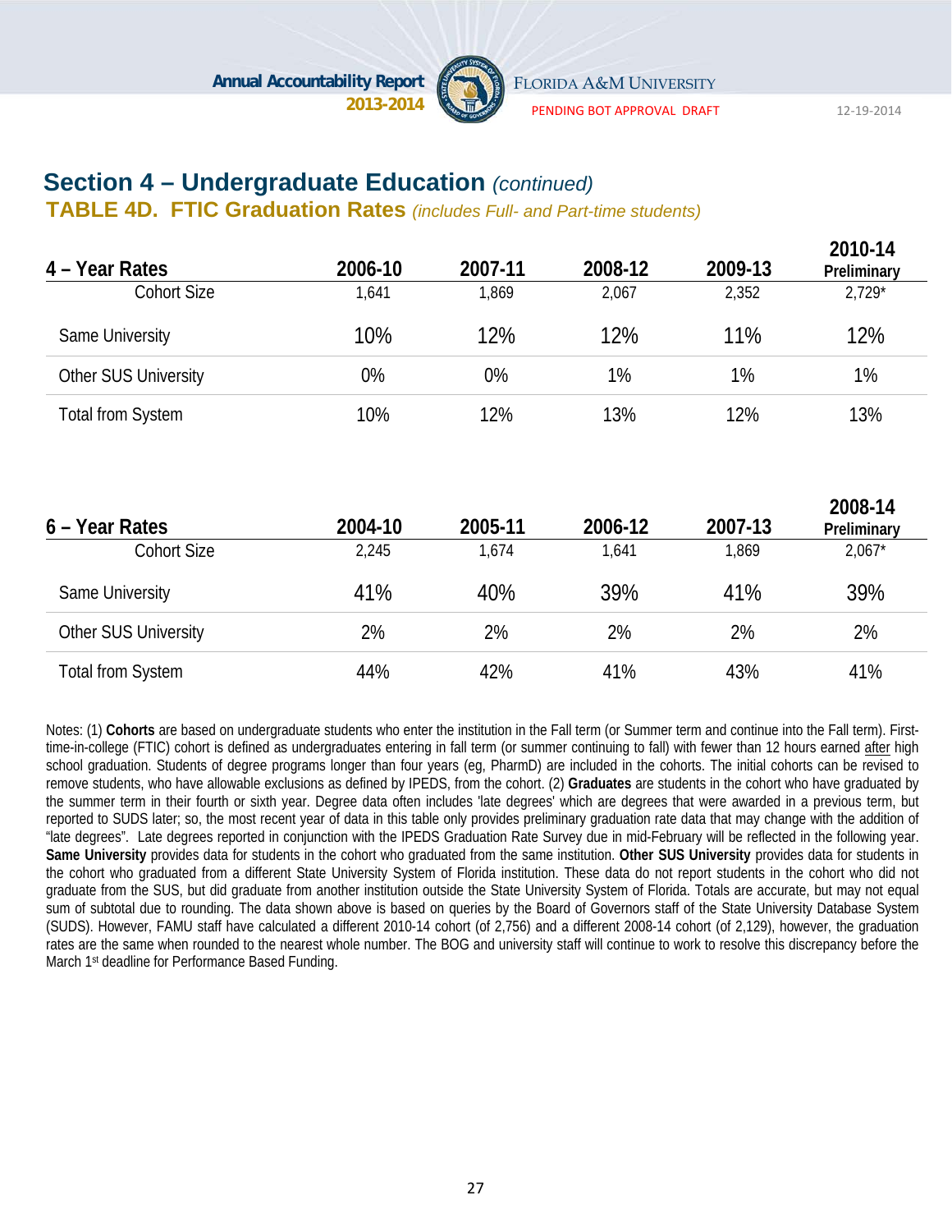## Section 4 – Undergraduate Education *(continued)*

### TABLE 4D. FTIC Graduation Rates *(includes Full- and Part-time students)*

| 4 – Year Rates | 2006-10 | 2007-11 | 2008-12 | 2009-13 | 2010-14 Preliminary |
|---|---|---|---|---|---|
| Cohort Size | 1,641 | 1,869 | 2,067 | 2,352 | 2,729* |
| Same University | 10% | 12% | 12% | 11% | 12% |
| Other SUS University | 0% | 0% | 1% | 1% | 1% |
| Total from System | 10% | 12% | 13% | 12% | 13% |

| 6 – Year Rates | 2004-10 | 2005-11 | 2006-12 | 2007-13 | 2008-14 Preliminary |
|---|---|---|---|---|---|
| Cohort Size | 2,245 | 1,674 | 1,641 | 1,869 | 2,067* |
| Same University | 41% | 40% | 39% | 41% | 39% |
| Other SUS University | 2% | 2% | 2% | 2% | 2% |
| Total from System | 44% | 42% | 41% | 43% | 41% |

Notes: (1) **Cohorts** are based on undergraduate students who enter the institution in the Fall term (or Summer term and continue into the Fall term). First-time-in-college (FTIC) cohort is defined as undergraduates entering in fall term (or summer continuing to fall) with fewer than 12 hours earned after high school graduation. Students of degree programs longer than four years (eg, PharmD) are included in the cohorts. The initial cohorts can be revised to remove students, who have allowable exclusions as defined by IPEDS, from the cohort. (2) **Graduates** are students in the cohort who have graduated by the summer term in their fourth or sixth year. Degree data often includes 'late degrees' which are degrees that were awarded in a previous term, but reported to SUDS later; so, the most recent year of data in this table only provides preliminary graduation rate data that may change with the addition of "late degrees". Late degrees reported in conjunction with the IPEDS Graduation Rate Survey due in mid-February will be reflected in the following year. **Same University** provides data for students in the cohort who graduated from the same institution. **Other SUS University** provides data for students in the cohort who graduated from a different State University System of Florida institution. These data do not report students in the cohort who did not graduate from the SUS, but did graduate from another institution outside the State University System of Florida. Totals are accurate, but may not equal sum of subtotal due to rounding. The data shown above is based on queries by the Board of Governors staff of the State University Database System (SUDS). However, FAMU staff have calculated a different 2010-14 cohort (of 2,756) and a different 2008-14 cohort (of 2,129), however, the graduation rates are the same when rounded to the nearest whole number. The BOG and university staff will continue to work to resolve this discrepancy before the March 1st deadline for Performance Based Funding.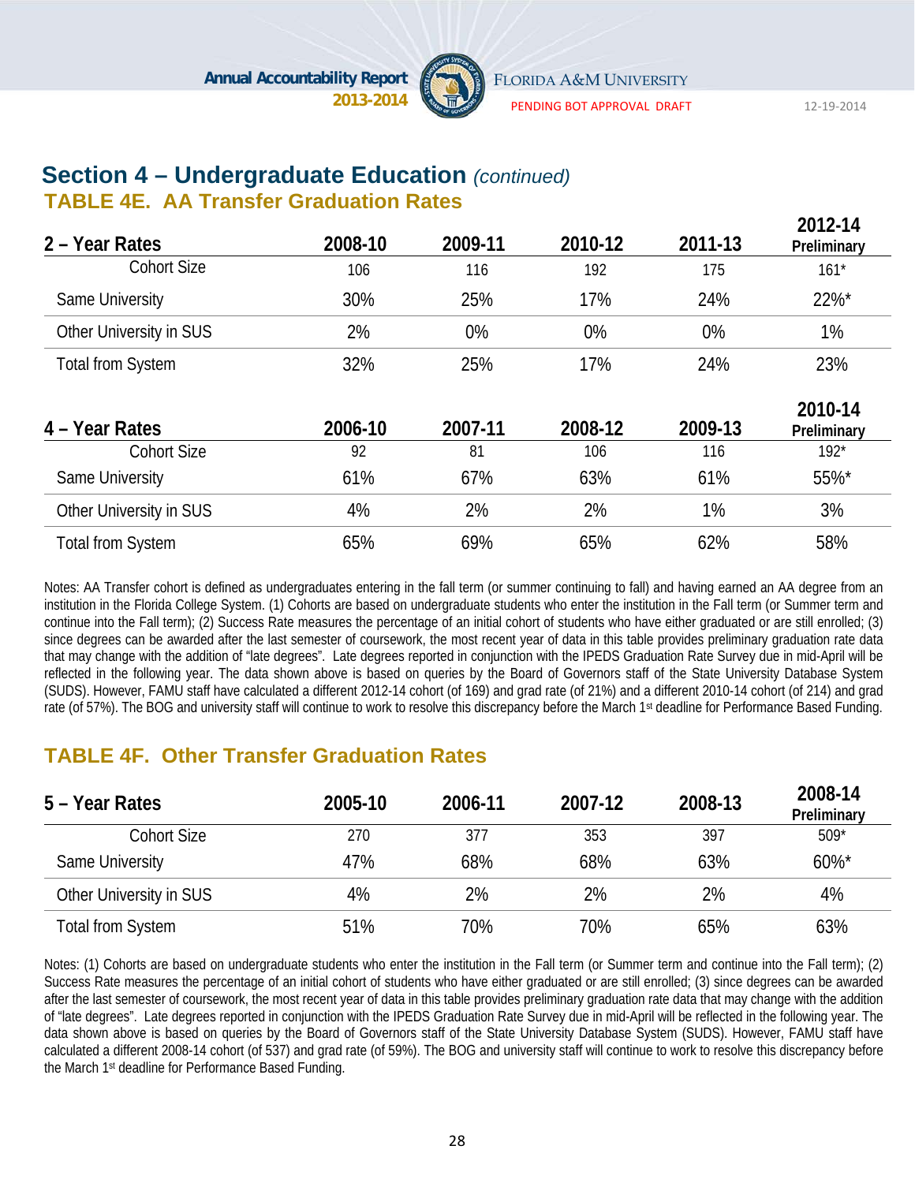## Section 4 – Undergraduate Education *(continued)*

### TABLE 4E. AA Transfer Graduation Rates

| 2 – Year Rates | 2008-10 | 2009-11 | 2010-12 | 2011-13 | 2012-14 Preliminary |
|---|---|---|---|---|---|
| Cohort Size | 106 | 116 | 192 | 175 | 161* |
| Same University | 30% | 25% | 17% | 24% | 22%* |
| Other University in SUS | 2% | 0% | 0% | 0% | 1% |
| Total from System | 32% | 25% | 17% | 24% | 23% |

| 4 – Year Rates | 2006-10 | 2007-11 | 2008-12 | 2009-13 | 2010-14 Preliminary |
|---|---|---|---|---|---|
| Cohort Size | 92 | 81 | 106 | 116 | 192* |
| Same University | 61% | 67% | 63% | 61% | 55%* |
| Other University in SUS | 4% | 2% | 2% | 1% | 3% |
| Total from System | 65% | 69% | 65% | 62% | 58% |

Notes: AA Transfer cohort is defined as undergraduates entering in the fall term (or summer continuing to fall) and having earned an AA degree from an institution in the Florida College System. (1) Cohorts are based on undergraduate students who enter the institution in the Fall term (or Summer term and continue into the Fall term); (2) Success Rate measures the percentage of an initial cohort of students who have either graduated or are still enrolled; (3) since degrees can be awarded after the last semester of coursework, the most recent year of data in this table provides preliminary graduation rate data that may change with the addition of "late degrees". Late degrees reported in conjunction with the IPEDS Graduation Rate Survey due in mid-April will be reflected in the following year. The data shown above is based on queries by the Board of Governors staff of the State University Database System (SUDS). However, FAMU staff have calculated a different 2012-14 cohort (of 169) and grad rate (of 21%) and a different 2010-14 cohort (of 214) and grad rate (of 57%). The BOG and university staff will continue to work to resolve this discrepancy before the March 1st deadline for Performance Based Funding.

### TABLE 4F. Other Transfer Graduation Rates

| 5 – Year Rates | 2005-10 | 2006-11 | 2007-12 | 2008-13 | 2008-14 Preliminary |
|---|---|---|---|---|---|
| Cohort Size | 270 | 377 | 353 | 397 | 509* |
| Same University | 47% | 68% | 68% | 63% | 60%* |
| Other University in SUS | 4% | 2% | 2% | 2% | 4% |
| Total from System | 51% | 70% | 70% | 65% | 63% |

Notes: (1) Cohorts are based on undergraduate students who enter the institution in the Fall term (or Summer term and continue into the Fall term); (2) Success Rate measures the percentage of an initial cohort of students who have either graduated or are still enrolled; (3) since degrees can be awarded after the last semester of coursework, the most recent year of data in this table provides preliminary graduation rate data that may change with the addition of "late degrees". Late degrees reported in conjunction with the IPEDS Graduation Rate Survey due in mid-April will be reflected in the following year. The data shown above is based on queries by the Board of Governors staff of the State University Database System (SUDS). However, FAMU staff have calculated a different 2008-14 cohort (of 537) and grad rate (of 59%). The BOG and university staff will continue to work to resolve this discrepancy before the March 1st deadline for Performance Based Funding.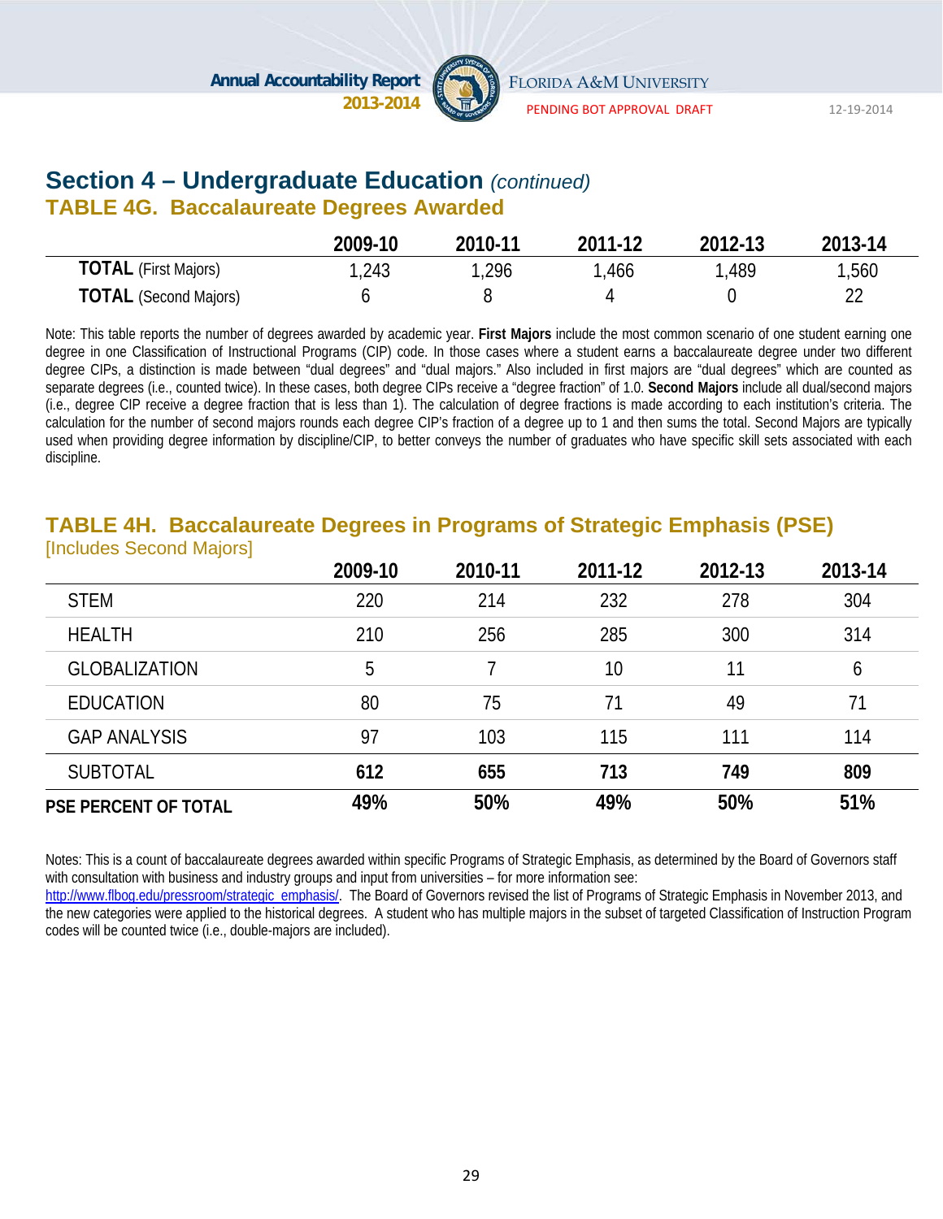## Section 4 – Undergraduate Education *(continued)*

### TABLE 4G. Baccalaureate Degrees Awarded

| | 2009-10 | 2010-11 | 2011-12 | 2012-13 | 2013-14 |
|---|---|---|---|---|---|
| **TOTAL** (First Majors) | 1,243 | 1,296 | 1,466 | 1,489 | 1,560 |
| **TOTAL** (Second Majors) | 6 | 8 | 4 | 0 | 22 |

Note: This table reports the number of degrees awarded by academic year. **First Majors** include the most common scenario of one student earning one degree in one Classification of Instructional Programs (CIP) code. In those cases where a student earns a baccalaureate degree under two different degree CIPs, a distinction is made between "dual degrees" and "dual majors." Also included in first majors are "dual degrees" which are counted as separate degrees (i.e., counted twice). In these cases, both degree CIPs receive a "degree fraction" of 1.0. **Second Majors** include all dual/second majors (i.e., degree CIP receive a degree fraction that is less than 1). The calculation of degree fractions is made according to each institution's criteria. The calculation for the number of second majors rounds each degree CIP's fraction of a degree up to 1 and then sums the total. Second Majors are typically used when providing degree information by discipline/CIP, to better conveys the number of graduates who have specific skill sets associated with each discipline.

### TABLE 4H. Baccalaureate Degrees in Programs of Strategic Emphasis (PSE)

[Includes Second Majors]

| | 2009-10 | 2010-11 | 2011-12 | 2012-13 | 2013-14 |
|---|---|---|---|---|---|
| STEM | 220 | 214 | 232 | 278 | 304 |
| HEALTH | 210 | 256 | 285 | 300 | 314 |
| GLOBALIZATION | 5 | 7 | 10 | 11 | 6 |
| EDUCATION | 80 | 75 | 71 | 49 | 71 |
| GAP ANALYSIS | 97 | 103 | 115 | 111 | 114 |
| SUBTOTAL | **612** | **655** | **713** | **749** | **809** |
| **PSE PERCENT OF TOTAL** | **49%** | **50%** | **49%** | **50%** | **51%** |

Notes: This is a count of baccalaureate degrees awarded within specific Programs of Strategic Emphasis, as determined by the Board of Governors staff with consultation with business and industry groups and input from universities – for more information see: http://www.flbog.edu/pressroom/strategic_emphasis/. The Board of Governors revised the list of Programs of Strategic Emphasis in November 2013, and the new categories were applied to the historical degrees. A student who has multiple majors in the subset of targeted Classification of Instruction Program codes will be counted twice (i.e., double-majors are included).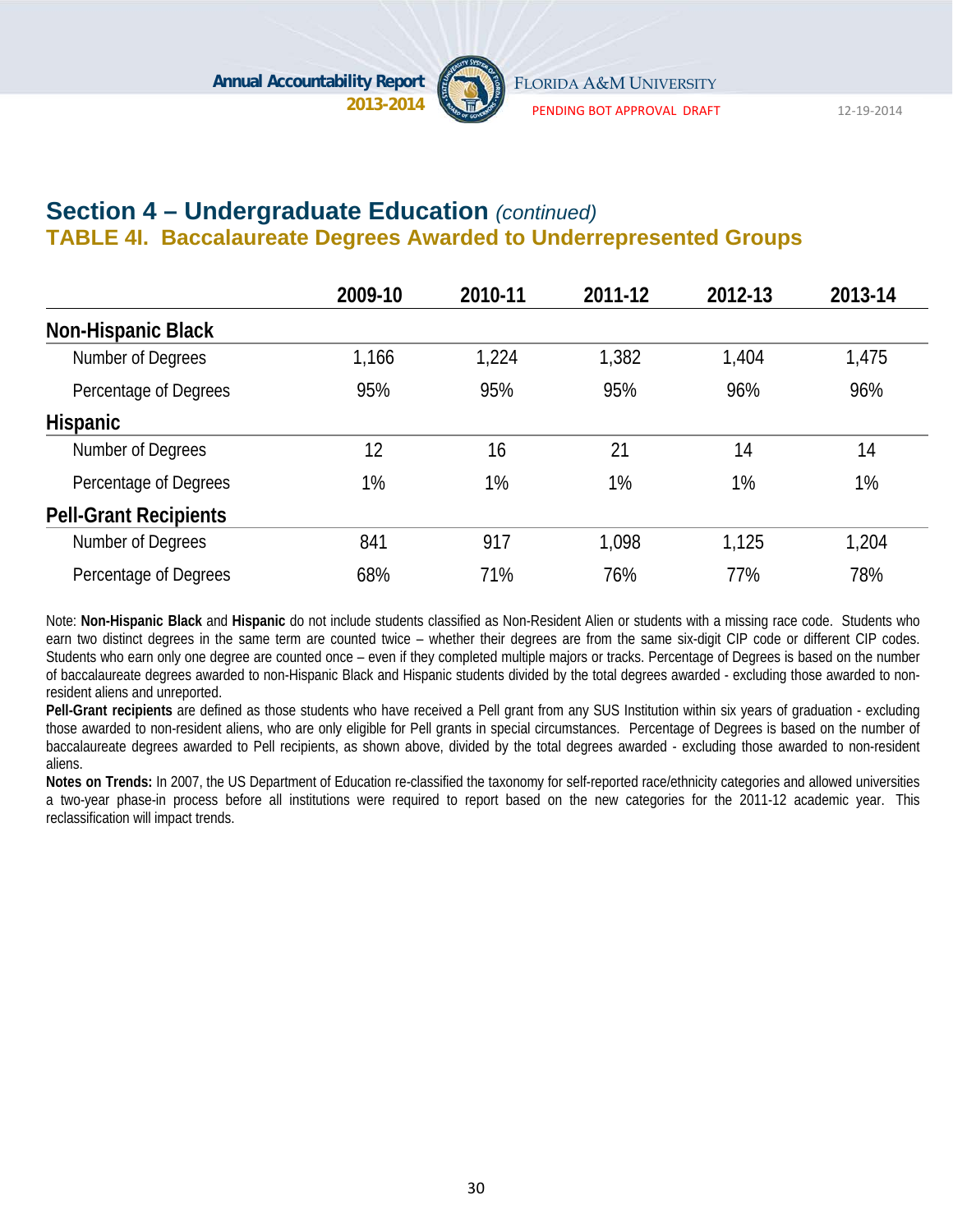## Section 4 – Undergraduate Education *(continued)*

### TABLE 4I. Baccalaureate Degrees Awarded to Underrepresented Groups

| | 2009-10 | 2010-11 | 2011-12 | 2012-13 | 2013-14 |
|---|---|---|---|---|---|
| **Non-Hispanic Black** | | | | | |
| Number of Degrees | 1,166 | 1,224 | 1,382 | 1,404 | 1,475 |
| Percentage of Degrees | 95% | 95% | 95% | 96% | 96% |
| **Hispanic** | | | | | |
| Number of Degrees | 12 | 16 | 21 | 14 | 14 |
| Percentage of Degrees | 1% | 1% | 1% | 1% | 1% |
| **Pell-Grant Recipients** | | | | | |
| Number of Degrees | 841 | 917 | 1,098 | 1,125 | 1,204 |
| Percentage of Degrees | 68% | 71% | 76% | 77% | 78% |

Note: **Non-Hispanic Black** and **Hispanic** do not include students classified as Non-Resident Alien or students with a missing race code. Students who earn two distinct degrees in the same term are counted twice – whether their degrees are from the same six-digit CIP code or different CIP codes. Students who earn only one degree are counted once – even if they completed multiple majors or tracks. Percentage of Degrees is based on the number of baccalaureate degrees awarded to non-Hispanic Black and Hispanic students divided by the total degrees awarded - excluding those awarded to non-resident aliens and unreported.

**Pell-Grant recipients** are defined as those students who have received a Pell grant from any SUS Institution within six years of graduation - excluding those awarded to non-resident aliens, who are only eligible for Pell grants in special circumstances. Percentage of Degrees is based on the number of baccalaureate degrees awarded to Pell recipients, as shown above, divided by the total degrees awarded - excluding those awarded to non-resident aliens.

**Notes on Trends:** In 2007, the US Department of Education re-classified the taxonomy for self-reported race/ethnicity categories and allowed universities a two-year phase-in process before all institutions were required to report based on the new categories for the 2011-12 academic year. This reclassification will impact trends.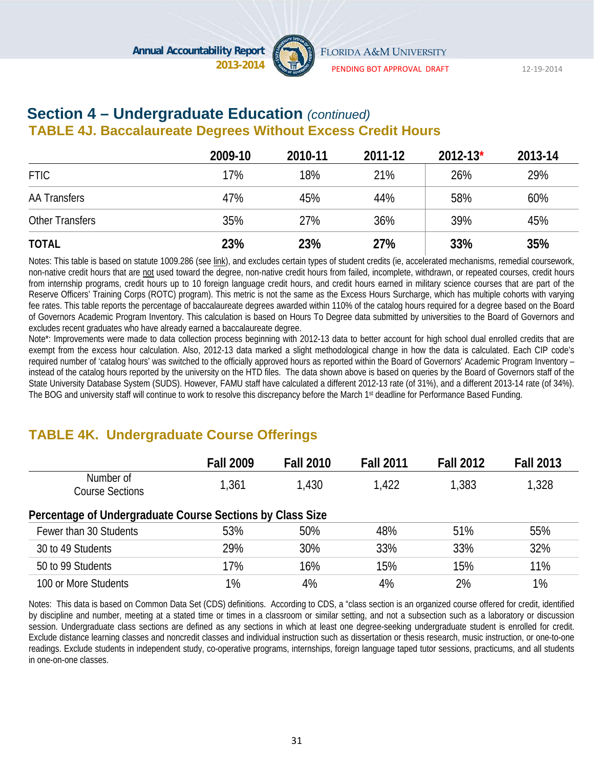## Section 4 – Undergraduate Education *(continued)*

### TABLE 4J. Baccalaureate Degrees Without Excess Credit Hours

| | 2009-10 | 2010-11 | 2011-12 | 2012-13* | 2013-14 |
|---|---|---|---|---|---|
| FTIC | 17% | 18% | 21% | 26% | 29% |
| AA Transfers | 47% | 45% | 44% | 58% | 60% |
| Other Transfers | 35% | 27% | 36% | 39% | 45% |
| **TOTAL** | **23%** | **23%** | **27%** | **33%** | **35%** |

Notes: This table is based on statute 1009.286 (see link), and excludes certain types of student credits (ie, accelerated mechanisms, remedial coursework, non-native credit hours that are not used toward the degree, non-native credit hours from failed, incomplete, withdrawn, or repeated courses, credit hours from internship programs, credit hours up to 10 foreign language credit hours, and credit hours earned in military science courses that are part of the Reserve Officers' Training Corps (ROTC) program). This metric is not the same as the Excess Hours Surcharge, which has multiple cohorts with varying fee rates. This table reports the percentage of baccalaureate degrees awarded within 110% of the catalog hours required for a degree based on the Board of Governors Academic Program Inventory. This calculation is based on Hours To Degree data submitted by universities to the Board of Governors and excludes recent graduates who have already earned a baccalaureate degree.

Note*: Improvements were made to data collection process beginning with 2012-13 data to better account for high school dual enrolled credits that are exempt from the excess hour calculation. Also, 2012-13 data marked a slight methodological change in how the data is calculated. Each CIP code's required number of 'catalog hours' was switched to the officially approved hours as reported within the Board of Governors' Academic Program Inventory – instead of the catalog hours reported by the university on the HTD files. The data shown above is based on queries by the Board of Governors staff of the State University Database System (SUDS). However, FAMU staff have calculated a different 2012-13 rate (of 31%), and a different 2013-14 rate (of 34%). The BOG and university staff will continue to work to resolve this discrepancy before the March 1st deadline for Performance Based Funding.

### TABLE 4K. Undergraduate Course Offerings

| | Fall 2009 | Fall 2010 | Fall 2011 | Fall 2012 | Fall 2013 |
|---|---|---|---|---|---|
| Number of Course Sections | 1,361 | 1,430 | 1,422 | 1,383 | 1,328 |
| **Percentage of Undergraduate Course Sections by Class Size** | | | | | |
| Fewer than 30 Students | 53% | 50% | 48% | 51% | 55% |
| 30 to 49 Students | 29% | 30% | 33% | 33% | 32% |
| 50 to 99 Students | 17% | 16% | 15% | 15% | 11% |
| 100 or More Students | 1% | 4% | 4% | 2% | 1% |

Notes: This data is based on Common Data Set (CDS) definitions. According to CDS, a "class section is an organized course offered for credit, identified by discipline and number, meeting at a stated time or times in a classroom or similar setting, and not a subsection such as a laboratory or discussion session. Undergraduate class sections are defined as any sections in which at least one degree-seeking undergraduate student is enrolled for credit. Exclude distance learning classes and noncredit classes and individual instruction such as dissertation or thesis research, music instruction, or one-to-one readings. Exclude students in independent study, co-operative programs, internships, foreign language taped tutor sessions, practicums, and all students in one-on-one classes.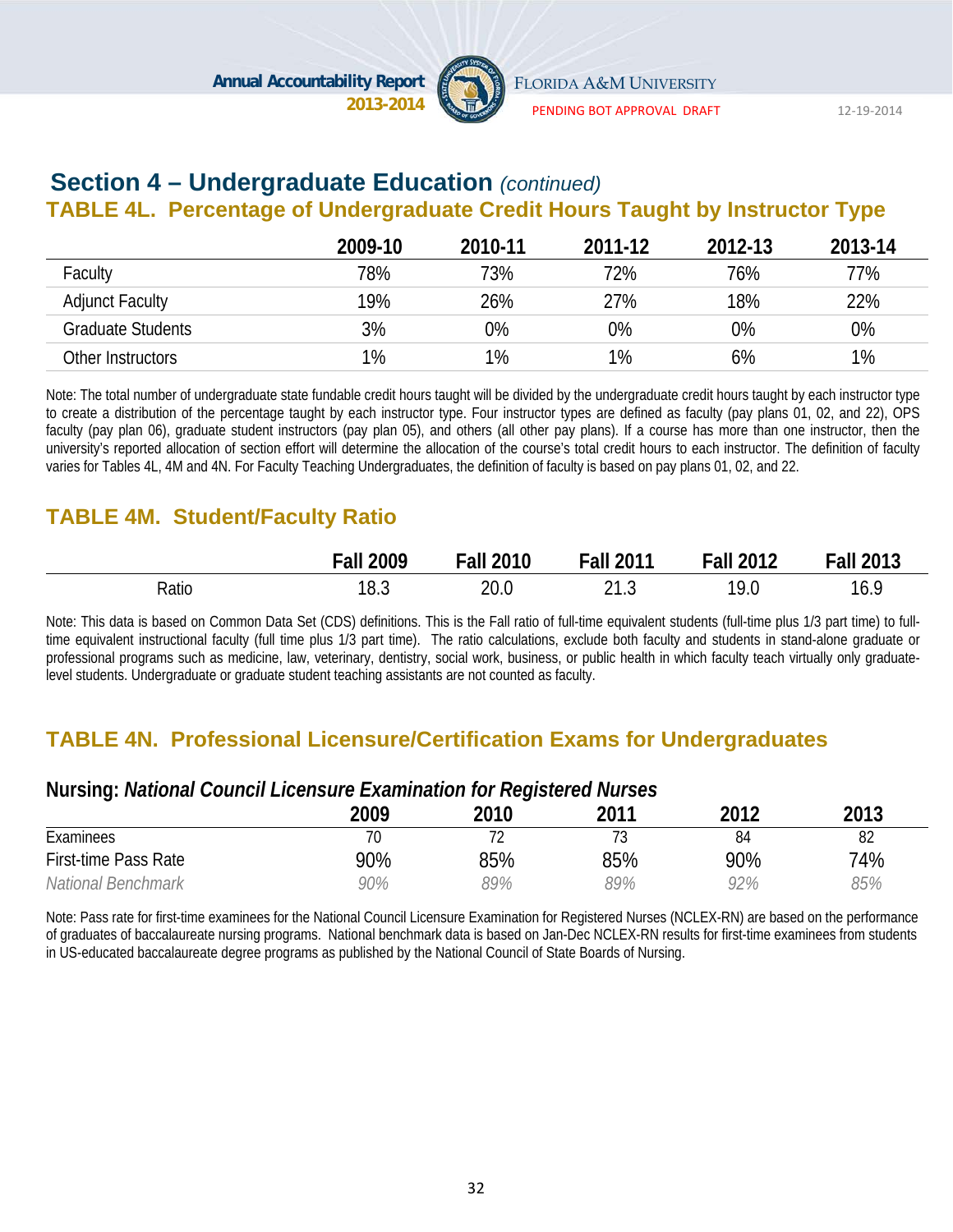## Section 4 – Undergraduate Education *(continued)*

### TABLE 4L. Percentage of Undergraduate Credit Hours Taught by Instructor Type

| | 2009-10 | 2010-11 | 2011-12 | 2012-13 | 2013-14 |
|---|---|---|---|---|---|
| Faculty | 78% | 73% | 72% | 76% | 77% |
| Adjunct Faculty | 19% | 26% | 27% | 18% | 22% |
| Graduate Students | 3% | 0% | 0% | 0% | 0% |
| Other Instructors | 1% | 1% | 1% | 6% | 1% |

Note: The total number of undergraduate state fundable credit hours taught will be divided by the undergraduate credit hours taught by each instructor type to create a distribution of the percentage taught by each instructor type. Four instructor types are defined as faculty (pay plans 01, 02, and 22), OPS faculty (pay plan 06), graduate student instructors (pay plan 05), and others (all other pay plans). If a course has more than one instructor, then the university's reported allocation of section effort will determine the allocation of the course's total credit hours to each instructor. The definition of faculty varies for Tables 4L, 4M and 4N. For Faculty Teaching Undergraduates, the definition of faculty is based on pay plans 01, 02, and 22.

### TABLE 4M. Student/Faculty Ratio

| | Fall 2009 | Fall 2010 | Fall 2011 | Fall 2012 | Fall 2013 |
|---|---|---|---|---|---|
| Ratio | 18.3 | 20.0 | 21.3 | 19.0 | 16.9 |

Note: This data is based on Common Data Set (CDS) definitions. This is the Fall ratio of full-time equivalent students (full-time plus 1/3 part time) to full-time equivalent instructional faculty (full time plus 1/3 part time). The ratio calculations, exclude both faculty and students in stand-alone graduate or professional programs such as medicine, law, veterinary, dentistry, social work, business, or public health in which faculty teach virtually only graduate-level students. Undergraduate or graduate student teaching assistants are not counted as faculty.

### TABLE 4N. Professional Licensure/Certification Exams for Undergraduates

**Nursing: *National Council Licensure Examination for Registered Nurses***

| | 2009 | 2010 | 2011 | 2012 | 2013 |
|---|---|---|---|---|---|
| Examinees | 70 | 72 | 73 | 84 | 82 |
| First-time Pass Rate | 90% | 85% | 85% | 90% | 74% |
| *National Benchmark* | *90%* | *89%* | *89%* | *92%* | *85%* |

Note: Pass rate for first-time examinees for the National Council Licensure Examination for Registered Nurses (NCLEX-RN) are based on the performance of graduates of baccalaureate nursing programs. National benchmark data is based on Jan-Dec NCLEX-RN results for first-time examinees from students in US-educated baccalaureate degree programs as published by the National Council of State Boards of Nursing.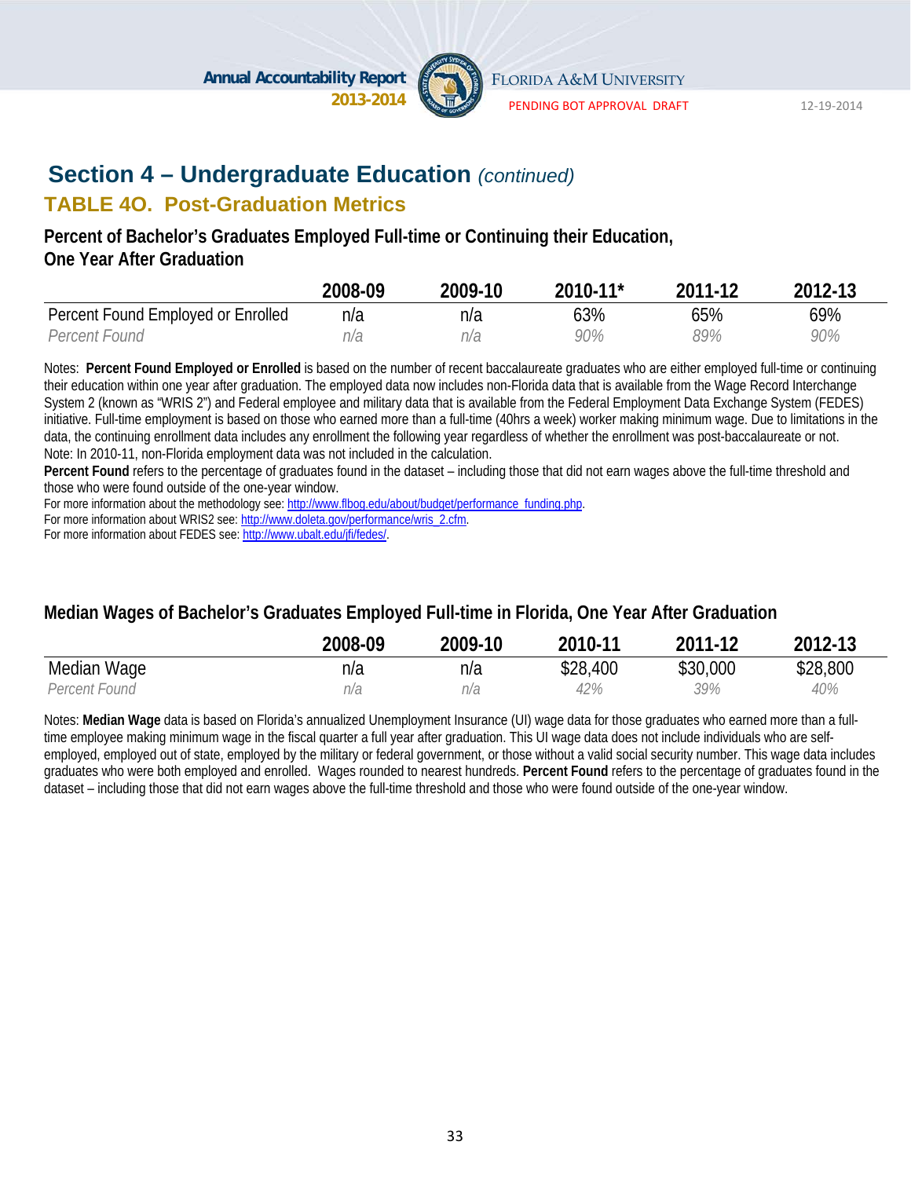## Section 4 – Undergraduate Education *(continued)*

### TABLE 4O. Post-Graduation Metrics

**Percent of Bachelor's Graduates Employed Full-time or Continuing their Education, One Year After Graduation**

| | 2008-09 | 2009-10 | 2010-11* | 2011-12 | 2012-13 |
|---|---|---|---|---|---|
| Percent Found Employed or Enrolled | n/a | n/a | 63% | 65% | 69% |
| *Percent Found* | *n/a* | *n/a* | *90%* | *89%* | *90%* |

Notes: **Percent Found Employed or Enrolled** is based on the number of recent baccalaureate graduates who are either employed full-time or continuing their education within one year after graduation. The employed data now includes non-Florida data that is available from the Wage Record Interchange System 2 (known as "WRIS 2") and Federal employee and military data that is available from the Federal Employment Data Exchange System (FEDES) initiative. Full-time employment is based on those who earned more than a full-time (40hrs a week) worker making minimum wage. Due to limitations in the data, the continuing enrollment data includes any enrollment the following year regardless of whether the enrollment was post-baccalaureate or not.
Note: In 2010-11, non-Florida employment data was not included in the calculation.
**Percent Found** refers to the percentage of graduates found in the dataset – including those that did not earn wages above the full-time threshold and those who were found outside of the one-year window.
For more information about the methodology see: http://www.flbog.edu/about/budget/performance_funding.php.
For more information about WRIS2 see: http://www.doleta.gov/performance/wris_2.cfm.
For more information about FEDES see: http://www.ubalt.edu/jfi/fedes/.

**Median Wages of Bachelor's Graduates Employed Full-time in Florida, One Year After Graduation**

| | 2008-09 | 2009-10 | 2010-11 | 2011-12 | 2012-13 |
|---|---|---|---|---|---|
| Median Wage | n/a | n/a | $28,400 | $30,000 | $28,800 |
| *Percent Found* | *n/a* | *n/a* | *42%* | *39%* | *40%* |

Notes: **Median Wage** data is based on Florida's annualized Unemployment Insurance (UI) wage data for those graduates who earned more than a full-time employee making minimum wage in the fiscal quarter a full year after graduation. This UI wage data does not include individuals who are self-employed, employed out of state, employed by the military or federal government, or those without a valid social security number. This wage data includes graduates who were both employed and enrolled. Wages rounded to nearest hundreds. **Percent Found** refers to the percentage of graduates found in the dataset – including those that did not earn wages above the full-time threshold and those who were found outside of the one-year window.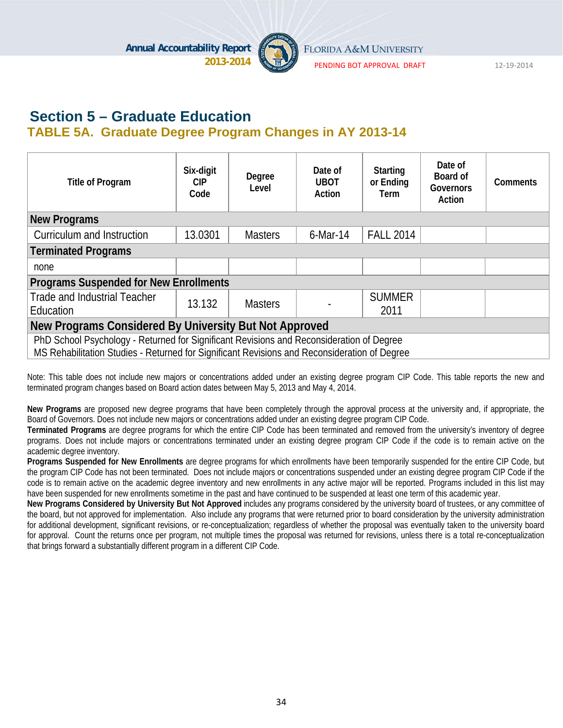## Section 5 – Graduate Education

### TABLE 5A. Graduate Degree Program Changes in AY 2013-14

| Title of Program | Six-digit CIP Code | Degree Level | Date of UBOT Action | Starting or Ending Term | Date of Board of Governors Action | Comments |
|---|---|---|---|---|---|---|
| **New Programs** | | | | | | |
| Curriculum and Instruction | 13.0301 | Masters | 6-Mar-14 | FALL 2014 | | |
| **Terminated Programs** | | | | | | |
| none | | | | | | |
| **Programs Suspended for New Enrollments** | | | | | | |
| Trade and Industrial Teacher Education | 13.132 | Masters | - | SUMMER 2011 | | |
| **New Programs Considered By University But Not Approved** | | | | | | |
| PhD School Psychology - Returned for Significant Revisions and Reconsideration of Degree | | | | | | |
| MS Rehabilitation Studies - Returned for Significant Revisions and Reconsideration of Degree | | | | | | |

Note: This table does not include new majors or concentrations added under an existing degree program CIP Code. This table reports the new and terminated program changes based on Board action dates between May 5, 2013 and May 4, 2014.

**New Programs** are proposed new degree programs that have been completely through the approval process at the university and, if appropriate, the Board of Governors. Does not include new majors or concentrations added under an existing degree program CIP Code.

**Terminated Programs** are degree programs for which the entire CIP Code has been terminated and removed from the university's inventory of degree programs. Does not include majors or concentrations terminated under an existing degree program CIP Code if the code is to remain active on the academic degree inventory.

**Programs Suspended for New Enrollments** are degree programs for which enrollments have been temporarily suspended for the entire CIP Code, but the program CIP Code has not been terminated. Does not include majors or concentrations suspended under an existing degree program CIP Code if the code is to remain active on the academic degree inventory and new enrollments in any active major will be reported. Programs included in this list may have been suspended for new enrollments sometime in the past and have continued to be suspended at least one term of this academic year.

**New Programs Considered by University But Not Approved** includes any programs considered by the university board of trustees, or any committee of the board, but not approved for implementation. Also include any programs that were returned prior to board consideration by the university administration for additional development, significant revisions, or re-conceptualization; regardless of whether the proposal was eventually taken to the university board for approval. Count the returns once per program, not multiple times the proposal was returned for revisions, unless there is a total re-conceptualization that brings forward a substantially different program in a different CIP Code.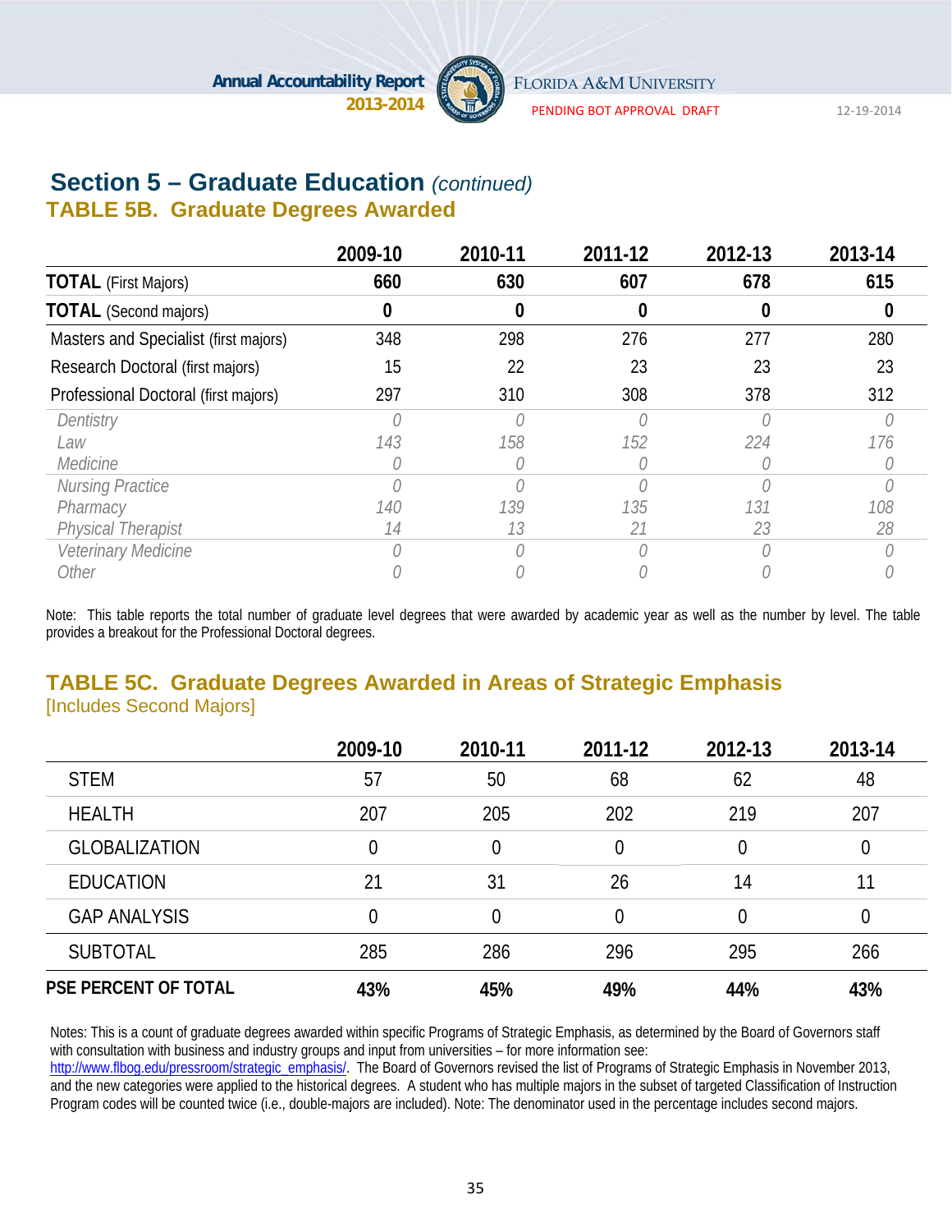## Section 5 – Graduate Education *(continued)*

### TABLE 5B. Graduate Degrees Awarded

| | 2009-10 | 2010-11 | 2011-12 | 2012-13 | 2013-14 |
|---|---|---|---|---|---|
| **TOTAL** (First Majors) | **660** | **630** | **607** | **678** | **615** |
| **TOTAL** (Second majors) | **0** | **0** | **0** | **0** | **0** |
| Masters and Specialist (first majors) | 348 | 298 | 276 | 277 | 280 |
| Research Doctoral (first majors) | 15 | 22 | 23 | 23 | 23 |
| Professional Doctoral (first majors) | 297 | 310 | 308 | 378 | 312 |
| *Dentistry* | *0* | *0* | *0* | *0* | *0* |
| *Law* | *143* | *158* | *152* | *224* | *176* |
| *Medicine* | *0* | *0* | *0* | *0* | *0* |
| *Nursing Practice* | *0* | *0* | *0* | *0* | *0* |
| *Pharmacy* | *140* | *139* | *135* | *131* | *108* |
| *Physical Therapist* | *14* | *13* | *21* | *23* | *28* |
| *Veterinary Medicine* | *0* | *0* | *0* | *0* | *0* |
| *Other* | *0* | *0* | *0* | *0* | *0* |

Note: This table reports the total number of graduate level degrees that were awarded by academic year as well as the number by level. The table provides a breakout for the Professional Doctoral degrees.

### TABLE 5C. Graduate Degrees Awarded in Areas of Strategic Emphasis

[Includes Second Majors]

| | 2009-10 | 2010-11 | 2011-12 | 2012-13 | 2013-14 |
|---|---|---|---|---|---|
| STEM | 57 | 50 | 68 | 62 | 48 |
| HEALTH | 207 | 205 | 202 | 219 | 207 |
| GLOBALIZATION | 0 | 0 | 0 | 0 | 0 |
| EDUCATION | 21 | 31 | 26 | 14 | 11 |
| GAP ANALYSIS | 0 | 0 | 0 | 0 | 0 |
| SUBTOTAL | 285 | 286 | 296 | 295 | 266 |
| **PSE PERCENT OF TOTAL** | **43%** | **45%** | **49%** | **44%** | **43%** |

Notes: This is a count of graduate degrees awarded within specific Programs of Strategic Emphasis, as determined by the Board of Governors staff with consultation with business and industry groups and input from universities – for more information see: http://www.flbog.edu/pressroom/strategic_emphasis/. The Board of Governors revised the list of Programs of Strategic Emphasis in November 2013, and the new categories were applied to the historical degrees. A student who has multiple majors in the subset of targeted Classification of Instruction Program codes will be counted twice (i.e., double-majors are included). Note: The denominator used in the percentage includes second majors.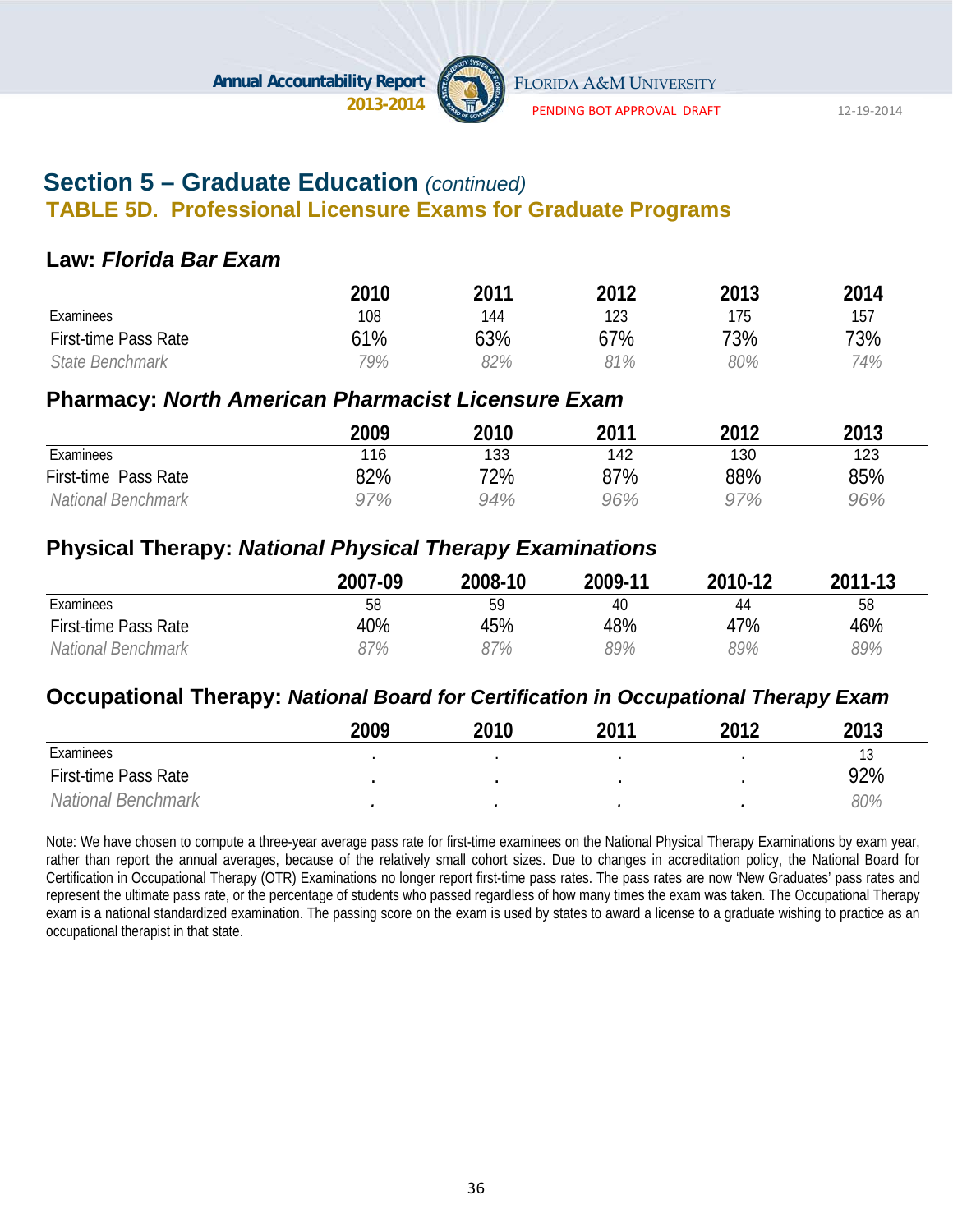## Section 5 – Graduate Education *(continued)*

### TABLE 5D. Professional Licensure Exams for Graduate Programs

#### Law: *Florida Bar Exam*

| | 2010 | 2011 | 2012 | 2013 | 2014 |
|---|---|---|---|---|---|
| Examinees | 108 | 144 | 123 | 175 | 157 |
| First-time Pass Rate | 61% | 63% | 67% | 73% | 73% |
| *State Benchmark* | *79%* | *82%* | *81%* | *80%* | *74%* |

#### Pharmacy: *North American Pharmacist Licensure Exam*

| | 2009 | 2010 | 2011 | 2012 | 2013 |
|---|---|---|---|---|---|
| Examinees | 116 | 133 | 142 | 130 | 123 |
| First-time Pass Rate | 82% | 72% | 87% | 88% | 85% |
| *National Benchmark* | *97%* | *94%* | *96%* | *97%* | *96%* |

#### Physical Therapy: *National Physical Therapy Examinations*

| | 2007-09 | 2008-10 | 2009-11 | 2010-12 | 2011-13 |
|---|---|---|---|---|---|
| Examinees | 58 | 59 | 40 | 44 | 58 |
| First-time Pass Rate | 40% | 45% | 48% | 47% | 46% |
| *National Benchmark* | *87%* | *87%* | *89%* | *89%* | *89%* |

#### Occupational Therapy: *National Board for Certification in Occupational Therapy Exam*

| | 2009 | 2010 | 2011 | 2012 | 2013 |
|---|---|---|---|---|---|
| Examinees | . | . | . | . | 13 |
| First-time Pass Rate | . | . | . | . | 92% |
| *National Benchmark* | . | . | . | . | *80%* |

Note: We have chosen to compute a three-year average pass rate for first-time examinees on the National Physical Therapy Examinations by exam year, rather than report the annual averages, because of the relatively small cohort sizes. Due to changes in accreditation policy, the National Board for Certification in Occupational Therapy (OTR) Examinations no longer report first-time pass rates. The pass rates are now 'New Graduates' pass rates and represent the ultimate pass rate, or the percentage of students who passed regardless of how many times the exam was taken. The Occupational Therapy exam is a national standardized examination. The passing score on the exam is used by states to award a license to a graduate wishing to practice as an occupational therapist in that state.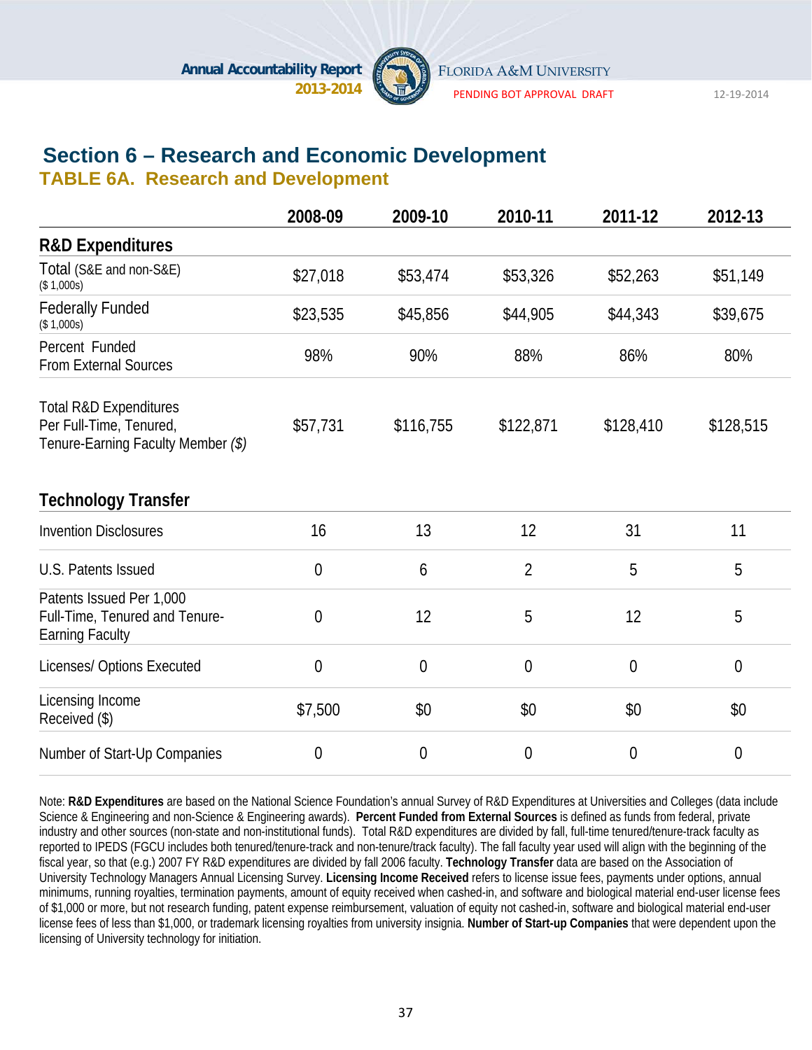## Section 6 – Research and Economic Development

### TABLE 6A. Research and Development

| | 2008-09 | 2009-10 | 2010-11 | 2011-12 | 2012-13 |
|---|---|---|---|---|---|
| **R&D Expenditures** | | | | | |
| Total (S&E and non-S&E) ($ 1,000s) | $27,018 | $53,474 | $53,326 | $52,263 | $51,149 |
| Federally Funded ($ 1,000s) | $23,535 | $45,856 | $44,905 | $44,343 | $39,675 |
| Percent Funded From External Sources | 98% | 90% | 88% | 86% | 80% |
| Total R&D Expenditures Per Full-Time, Tenured, Tenure-Earning Faculty Member *($)* | $57,731 | $116,755 | $122,871 | $128,410 | $128,515 |
| **Technology Transfer** | | | | | |
| Invention Disclosures | 16 | 13 | 12 | 31 | 11 |
| U.S. Patents Issued | 0 | 6 | 2 | 5 | 5 |
| Patents Issued Per 1,000 Full-Time, Tenured and Tenure-Earning Faculty | 0 | 12 | 5 | 12 | 5 |
| Licenses/ Options Executed | 0 | 0 | 0 | 0 | 0 |
| Licensing Income Received ($) | $7,500 | $0 | $0 | $0 | $0 |
| Number of Start-Up Companies | 0 | 0 | 0 | 0 | 0 |

Note: **R&D Expenditures** are based on the National Science Foundation's annual Survey of R&D Expenditures at Universities and Colleges (data include Science & Engineering and non-Science & Engineering awards). **Percent Funded from External Sources** is defined as funds from federal, private industry and other sources (non-state and non-institutional funds). Total R&D expenditures are divided by fall, full-time tenured/tenure-track faculty as reported to IPEDS (FGCU includes both tenured/tenure-track and non-tenure/track faculty). The fall faculty year used will align with the beginning of the fiscal year, so that (e.g.) 2007 FY R&D expenditures are divided by fall 2006 faculty. **Technology Transfer** data are based on the Association of University Technology Managers Annual Licensing Survey. **Licensing Income Received** refers to license issue fees, payments under options, annual minimums, running royalties, termination payments, amount of equity received when cashed-in, and software and biological material end-user license fees of $1,000 or more, but not research funding, patent expense reimbursement, valuation of equity not cashed-in, software and biological material end-user license fees of less than $1,000, or trademark licensing royalties from university insignia. **Number of Start-up Companies** that were dependent upon the licensing of University technology for initiation.